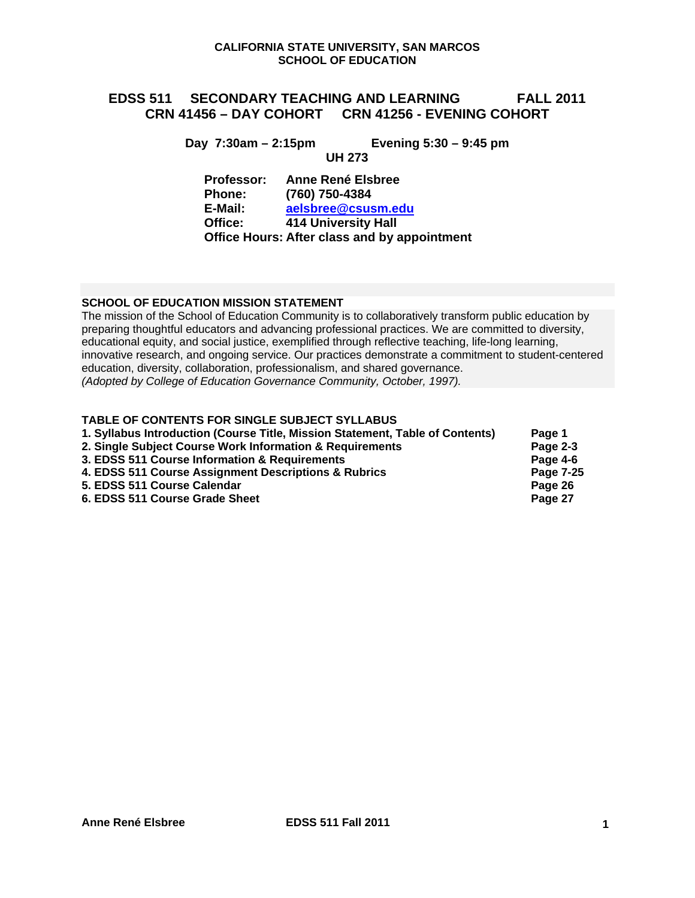**CALIFORNIA STATE UNIVERSITY, SAN MARCOS**
**SCHOOL OF EDUCATION**

# EDSS 511 SECONDARY TEACHING AND LEARNING FALL 2011
## CRN 41456 – DAY COHORT CRN 41256 - EVENING COHORT

**Day 7:30am – 2:15pm Evening 5:30 – 9:45 pm**
**UH 273**

**Professor:** Anne René Elsbree
**Phone:** (760) 750-4384
**E-Mail:** aelsbree@csusm.edu
**Office:** 414 University Hall
**Office Hours:** After class and by appointment

**SCHOOL OF EDUCATION MISSION STATEMENT**

The mission of the School of Education Community is to collaboratively transform public education by preparing thoughtful educators and advancing professional practices. We are committed to diversity, educational equity, and social justice, exemplified through reflective teaching, life-long learning, innovative research, and ongoing service. Our practices demonstrate a commitment to student-centered education, diversity, collaboration, professionalism, and shared governance.
*(Adopted by College of Education Governance Community, October, 1997).*

**TABLE OF CONTENTS FOR SINGLE SUBJECT SYLLABUS**

| | |
|---|---|
| **1. Syllabus Introduction (Course Title, Mission Statement, Table of Contents)** | **Page 1** |
| **2. Single Subject Course Work Information & Requirements** | **Page 2-3** |
| **3. EDSS 511 Course Information & Requirements** | **Page 4-6** |
| **4. EDSS 511 Course Assignment Descriptions & Rubrics** | **Page 7-25** |
| **5. EDSS 511 Course Calendar** | **Page 26** |
| **6. EDSS 511 Course Grade Sheet** | **Page 27** |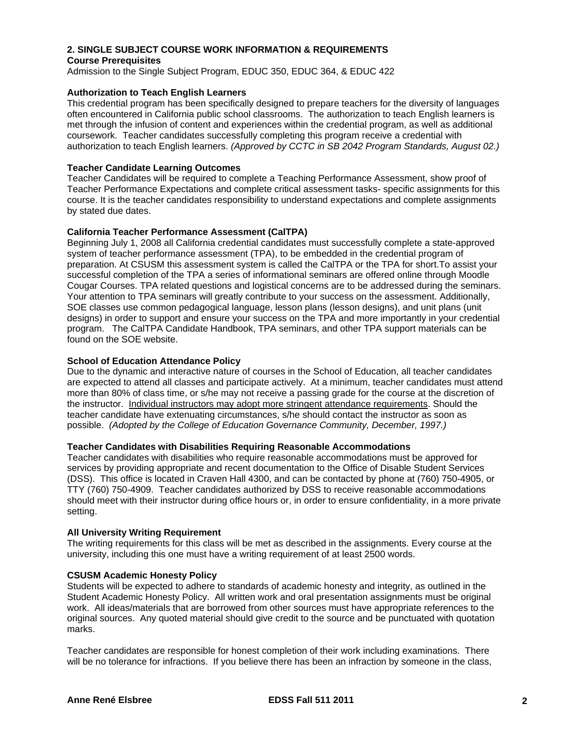## 2. SINGLE SUBJECT COURSE WORK INFORMATION & REQUIREMENTS

### Course Prerequisites

Admission to the Single Subject Program, EDUC 350, EDUC 364, & EDUC 422

### Authorization to Teach English Learners

This credential program has been specifically designed to prepare teachers for the diversity of languages often encountered in California public school classrooms. The authorization to teach English learners is met through the infusion of content and experiences within the credential program, as well as additional coursework. Teacher candidates successfully completing this program receive a credential with authorization to teach English learners. *(Approved by CCTC in SB 2042 Program Standards, August 02.)*

### Teacher Candidate Learning Outcomes

Teacher Candidates will be required to complete a Teaching Performance Assessment, show proof of Teacher Performance Expectations and complete critical assessment tasks- specific assignments for this course. It is the teacher candidates responsibility to understand expectations and complete assignments by stated due dates.

### California Teacher Performance Assessment (CalTPA)

Beginning July 1, 2008 all California credential candidates must successfully complete a state-approved system of teacher performance assessment (TPA), to be embedded in the credential program of preparation. At CSUSM this assessment system is called the CalTPA or the TPA for short.To assist your successful completion of the TPA a series of informational seminars are offered online through Moodle Cougar Courses. TPA related questions and logistical concerns are to be addressed during the seminars. Your attention to TPA seminars will greatly contribute to your success on the assessment. Additionally, SOE classes use common pedagogical language, lesson plans (lesson designs), and unit plans (unit designs) in order to support and ensure your success on the TPA and more importantly in your credential program. The CalTPA Candidate Handbook, TPA seminars, and other TPA support materials can be found on the SOE website.

### School of Education Attendance Policy

Due to the dynamic and interactive nature of courses in the School of Education, all teacher candidates are expected to attend all classes and participate actively. At a minimum, teacher candidates must attend more than 80% of class time, or s/he may not receive a passing grade for the course at the discretion of the instructor. Individual instructors may adopt more stringent attendance requirements. Should the teacher candidate have extenuating circumstances, s/he should contact the instructor as soon as possible. *(Adopted by the College of Education Governance Community, December, 1997.)*

### Teacher Candidates with Disabilities Requiring Reasonable Accommodations

Teacher candidates with disabilities who require reasonable accommodations must be approved for services by providing appropriate and recent documentation to the Office of Disable Student Services (DSS). This office is located in Craven Hall 4300, and can be contacted by phone at (760) 750-4905, or TTY (760) 750-4909. Teacher candidates authorized by DSS to receive reasonable accommodations should meet with their instructor during office hours or, in order to ensure confidentiality, in a more private setting.

### All University Writing Requirement

The writing requirements for this class will be met as described in the assignments. Every course at the university, including this one must have a writing requirement of at least 2500 words.

### CSUSM Academic Honesty Policy

Students will be expected to adhere to standards of academic honesty and integrity, as outlined in the Student Academic Honesty Policy. All written work and oral presentation assignments must be original work. All ideas/materials that are borrowed from other sources must have appropriate references to the original sources. Any quoted material should give credit to the source and be punctuated with quotation marks.

Teacher candidates are responsible for honest completion of their work including examinations. There will be no tolerance for infractions. If you believe there has been an infraction by someone in the class,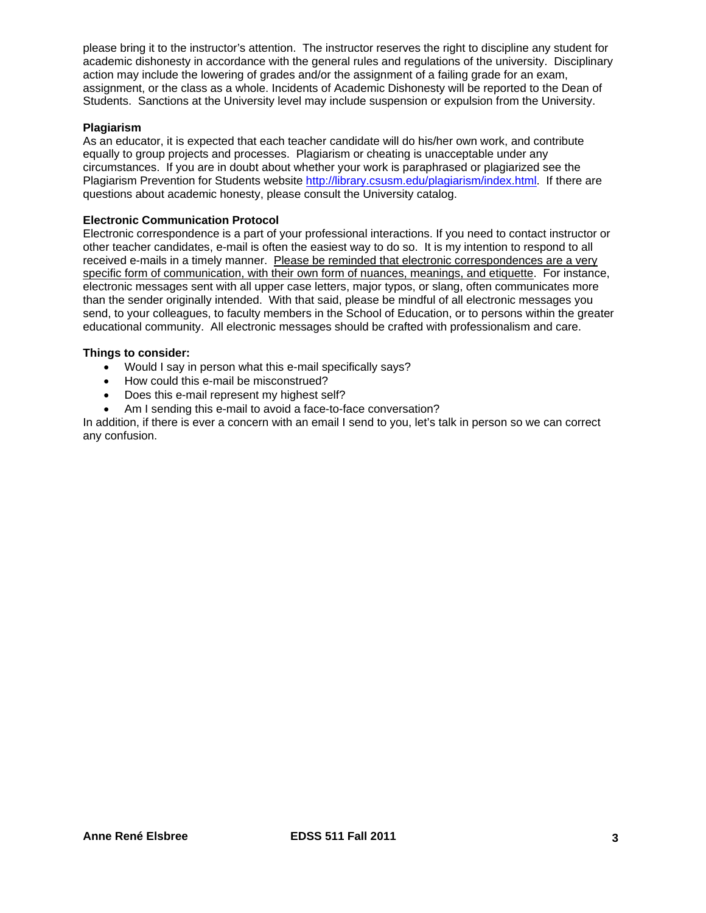please bring it to the instructor's attention. The instructor reserves the right to discipline any student for academic dishonesty in accordance with the general rules and regulations of the university. Disciplinary action may include the lowering of grades and/or the assignment of a failing grade for an exam, assignment, or the class as a whole. Incidents of Academic Dishonesty will be reported to the Dean of Students. Sanctions at the University level may include suspension or expulsion from the University.

**Plagiarism**

As an educator, it is expected that each teacher candidate will do his/her own work, and contribute equally to group projects and processes. Plagiarism or cheating is unacceptable under any circumstances. If you are in doubt about whether your work is paraphrased or plagiarized see the Plagiarism Prevention for Students website http://library.csusm.edu/plagiarism/index.html. If there are questions about academic honesty, please consult the University catalog.

**Electronic Communication Protocol**

Electronic correspondence is a part of your professional interactions. If you need to contact instructor or other teacher candidates, e-mail is often the easiest way to do so. It is my intention to respond to all received e-mails in a timely manner. <u>Please be reminded that electronic correspondences are a very specific form of communication, with their own form of nuances, meanings, and etiquette</u>. For instance, electronic messages sent with all upper case letters, major typos, or slang, often communicates more than the sender originally intended. With that said, please be mindful of all electronic messages you send, to your colleagues, to faculty members in the School of Education, or to persons within the greater educational community. All electronic messages should be crafted with professionalism and care.

**Things to consider:**

- Would I say in person what this e-mail specifically says?
- How could this e-mail be misconstrued?
- Does this e-mail represent my highest self?
- Am I sending this e-mail to avoid a face-to-face conversation?

In addition, if there is ever a concern with an email I send to you, let's talk in person so we can correct any confusion.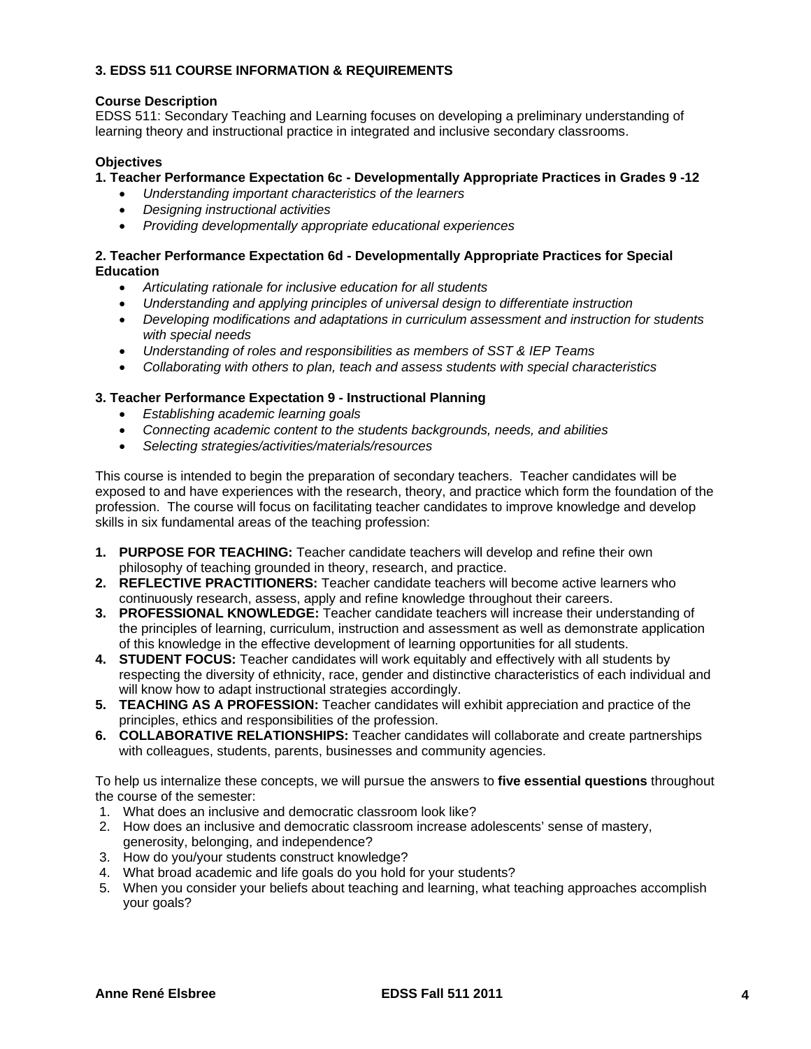### 3. EDSS 511 COURSE INFORMATION & REQUIREMENTS

**Course Description**
EDSS 511: Secondary Teaching and Learning focuses on developing a preliminary understanding of learning theory and instructional practice in integrated and inclusive secondary classrooms.

**Objectives**

**1. Teacher Performance Expectation 6c - Developmentally Appropriate Practices in Grades 9 -12**

- *Understanding important characteristics of the learners*
- *Designing instructional activities*
- *Providing developmentally appropriate educational experiences*

**2. Teacher Performance Expectation 6d - Developmentally Appropriate Practices for Special Education**

- *Articulating rationale for inclusive education for all students*
- *Understanding and applying principles of universal design to differentiate instruction*
- *Developing modifications and adaptations in curriculum assessment and instruction for students with special needs*
- *Understanding of roles and responsibilities as members of SST & IEP Teams*
- *Collaborating with others to plan, teach and assess students with special characteristics*

**3. Teacher Performance Expectation 9 - Instructional Planning**

- *Establishing academic learning goals*
- *Connecting academic content to the students backgrounds, needs, and abilities*
- *Selecting strategies/activities/materials/resources*

This course is intended to begin the preparation of secondary teachers. Teacher candidates will be exposed to and have experiences with the research, theory, and practice which form the foundation of the profession. The course will focus on facilitating teacher candidates to improve knowledge and develop skills in six fundamental areas of the teaching profession:

1. **PURPOSE FOR TEACHING:** Teacher candidate teachers will develop and refine their own philosophy of teaching grounded in theory, research, and practice.
2. **REFLECTIVE PRACTITIONERS:** Teacher candidate teachers will become active learners who continuously research, assess, apply and refine knowledge throughout their careers.
3. **PROFESSIONAL KNOWLEDGE:** Teacher candidate teachers will increase their understanding of the principles of learning, curriculum, instruction and assessment as well as demonstrate application of this knowledge in the effective development of learning opportunities for all students.
4. **STUDENT FOCUS:** Teacher candidates will work equitably and effectively with all students by respecting the diversity of ethnicity, race, gender and distinctive characteristics of each individual and will know how to adapt instructional strategies accordingly.
5. **TEACHING AS A PROFESSION:** Teacher candidates will exhibit appreciation and practice of the principles, ethics and responsibilities of the profession.
6. **COLLABORATIVE RELATIONSHIPS:** Teacher candidates will collaborate and create partnerships with colleagues, students, parents, businesses and community agencies.

To help us internalize these concepts, we will pursue the answers to **five essential questions** throughout the course of the semester:

1. What does an inclusive and democratic classroom look like?
2. How does an inclusive and democratic classroom increase adolescents' sense of mastery, generosity, belonging, and independence?
3. How do you/your students construct knowledge?
4. What broad academic and life goals do you hold for your students?
5. When you consider your beliefs about teaching and learning, what teaching approaches accomplish your goals?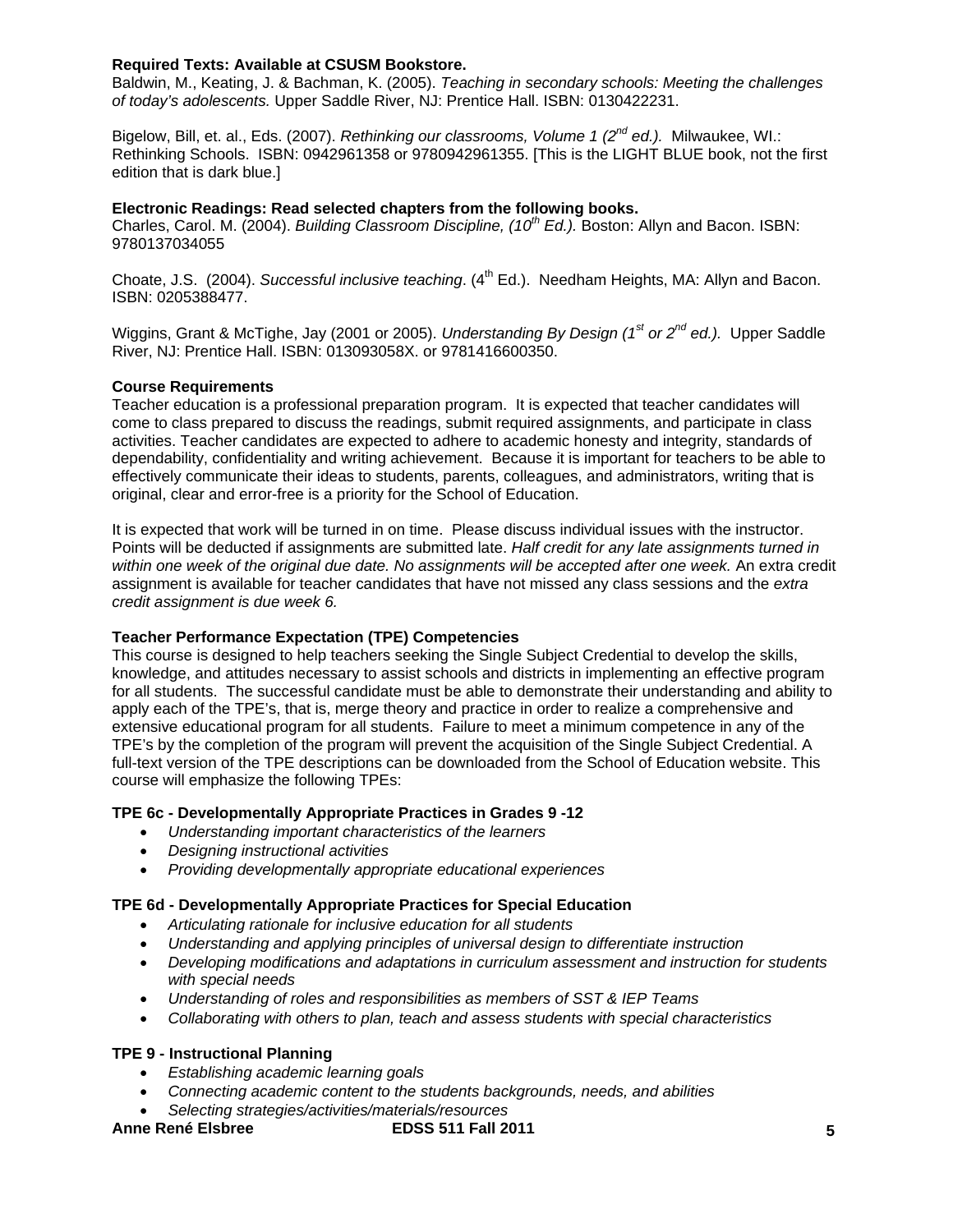**Required Texts: Available at CSUSM Bookstore.**

Baldwin, M., Keating, J. & Bachman, K. (2005). *Teaching in secondary schools: Meeting the challenges of today's adolescents.* Upper Saddle River, NJ: Prentice Hall. ISBN: 0130422231.

Bigelow, Bill, et. al., Eds. (2007). *Rethinking our classrooms, Volume 1 (2nd ed.).* Milwaukee, WI.: Rethinking Schools. ISBN: 0942961358 or 9780942961355. [This is the LIGHT BLUE book, not the first edition that is dark blue.]

**Electronic Readings: Read selected chapters from the following books.**

Charles, Carol. M. (2004). *Building Classroom Discipline, (10th Ed.).* Boston: Allyn and Bacon. ISBN: 9780137034055

Choate, J.S. (2004). *Successful inclusive teaching*. (4th Ed.). Needham Heights, MA: Allyn and Bacon. ISBN: 0205388477.

Wiggins, Grant & McTighe, Jay (2001 or 2005). *Understanding By Design (1st or 2nd ed.).* Upper Saddle River, NJ: Prentice Hall. ISBN: 013093058X. or 9781416600350.

**Course Requirements**

Teacher education is a professional preparation program. It is expected that teacher candidates will come to class prepared to discuss the readings, submit required assignments, and participate in class activities. Teacher candidates are expected to adhere to academic honesty and integrity, standards of dependability, confidentiality and writing achievement. Because it is important for teachers to be able to effectively communicate their ideas to students, parents, colleagues, and administrators, writing that is original, clear and error-free is a priority for the School of Education.

It is expected that work will be turned in on time. Please discuss individual issues with the instructor. Points will be deducted if assignments are submitted late. *Half credit for any late assignments turned in within one week of the original due date. No assignments will be accepted after one week.* An extra credit assignment is available for teacher candidates that have not missed any class sessions and the *extra credit assignment is due week 6.*

**Teacher Performance Expectation (TPE) Competencies**

This course is designed to help teachers seeking the Single Subject Credential to develop the skills, knowledge, and attitudes necessary to assist schools and districts in implementing an effective program for all students. The successful candidate must be able to demonstrate their understanding and ability to apply each of the TPE's, that is, merge theory and practice in order to realize a comprehensive and extensive educational program for all students. Failure to meet a minimum competence in any of the TPE's by the completion of the program will prevent the acquisition of the Single Subject Credential. A full-text version of the TPE descriptions can be downloaded from the School of Education website. This course will emphasize the following TPEs:

**TPE 6c - Developmentally Appropriate Practices in Grades 9 -12**

- *Understanding important characteristics of the learners*
- *Designing instructional activities*
- *Providing developmentally appropriate educational experiences*

**TPE 6d - Developmentally Appropriate Practices for Special Education**

- *Articulating rationale for inclusive education for all students*
- *Understanding and applying principles of universal design to differentiate instruction*
- *Developing modifications and adaptations in curriculum assessment and instruction for students with special needs*
- *Understanding of roles and responsibilities as members of SST & IEP Teams*
- *Collaborating with others to plan, teach and assess students with special characteristics*

**TPE 9 - Instructional Planning**

- *Establishing academic learning goals*
- *Connecting academic content to the students backgrounds, needs, and abilities*
- *Selecting strategies/activities/materials/resources*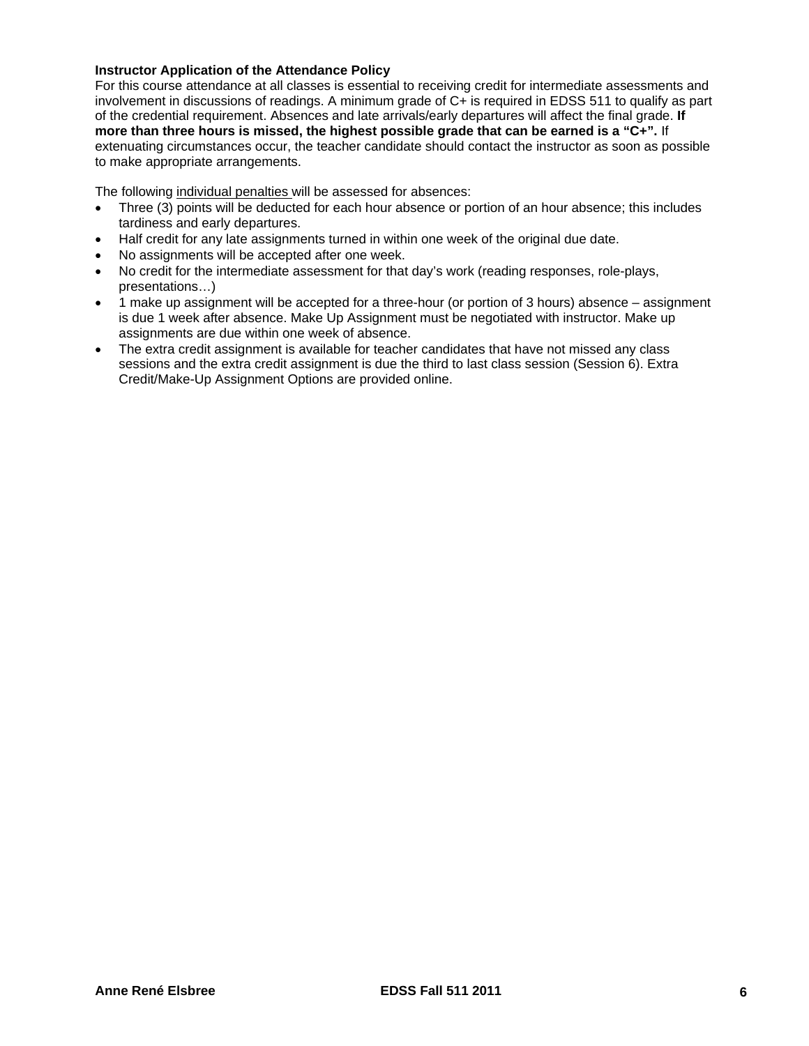**Instructor Application of the Attendance Policy**

For this course attendance at all classes is essential to receiving credit for intermediate assessments and involvement in discussions of readings. A minimum grade of C+ is required in EDSS 511 to qualify as part of the credential requirement. Absences and late arrivals/early departures will affect the final grade. **If more than three hours is missed, the highest possible grade that can be earned is a "C+".** If extenuating circumstances occur, the teacher candidate should contact the instructor as soon as possible to make appropriate arrangements.

The following <u>individual penalties</u> will be assessed for absences:

- Three (3) points will be deducted for each hour absence or portion of an hour absence; this includes tardiness and early departures.
- Half credit for any late assignments turned in within one week of the original due date.
- No assignments will be accepted after one week.
- No credit for the intermediate assessment for that day's work (reading responses, role-plays, presentations…)
- 1 make up assignment will be accepted for a three-hour (or portion of 3 hours) absence – assignment is due 1 week after absence. Make Up Assignment must be negotiated with instructor. Make up assignments are due within one week of absence.
- The extra credit assignment is available for teacher candidates that have not missed any class sessions and the extra credit assignment is due the third to last class session (Session 6). Extra Credit/Make-Up Assignment Options are provided online.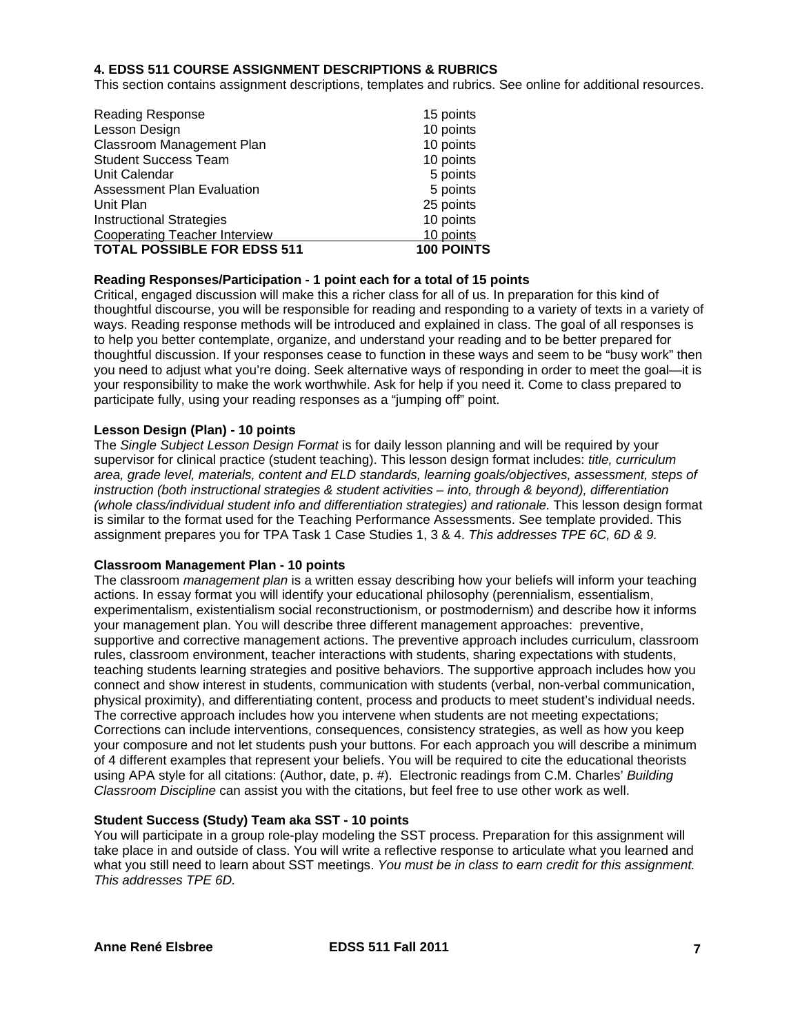### 4. EDSS 511 COURSE ASSIGNMENT DESCRIPTIONS & RUBRICS

This section contains assignment descriptions, templates and rubrics. See online for additional resources.

| | |
|---|---|
| Reading Response | 15 points |
| Lesson Design | 10 points |
| Classroom Management Plan | 10 points |
| Student Success Team | 10 points |
| Unit Calendar | 5 points |
| Assessment Plan Evaluation | 5 points |
| Unit Plan | 25 points |
| Instructional Strategies | 10 points |
| Cooperating Teacher Interview | 10 points |
| **TOTAL POSSIBLE FOR EDSS 511** | **100 POINTS** |

**Reading Responses/Participation - 1 point each for a total of 15 points**

Critical, engaged discussion will make this a richer class for all of us. In preparation for this kind of thoughtful discourse, you will be responsible for reading and responding to a variety of texts in a variety of ways. Reading response methods will be introduced and explained in class. The goal of all responses is to help you better contemplate, organize, and understand your reading and to be better prepared for thoughtful discussion. If your responses cease to function in these ways and seem to be "busy work" then you need to adjust what you're doing. Seek alternative ways of responding in order to meet the goal—it is your responsibility to make the work worthwhile. Ask for help if you need it. Come to class prepared to participate fully, using your reading responses as a "jumping off" point.

**Lesson Design (Plan) - 10 points**

The *Single Subject Lesson Design Format* is for daily lesson planning and will be required by your supervisor for clinical practice (student teaching). This lesson design format includes: *title, curriculum area, grade level, materials, content and ELD standards, learning goals/objectives, assessment, steps of instruction (both instructional strategies & student activities – into, through & beyond), differentiation (whole class/individual student info and differentiation strategies) and rationale.* This lesson design format is similar to the format used for the Teaching Performance Assessments. See template provided. This assignment prepares you for TPA Task 1 Case Studies 1, 3 & 4. *This addresses TPE 6C, 6D & 9.*

**Classroom Management Plan - 10 points**

The classroom *management plan* is a written essay describing how your beliefs will inform your teaching actions. In essay format you will identify your educational philosophy (perennialism, essentialism, experimentalism, existentialism social reconstructionism, or postmodernism) and describe how it informs your management plan. You will describe three different management approaches: preventive, supportive and corrective management actions. The preventive approach includes curriculum, classroom rules, classroom environment, teacher interactions with students, sharing expectations with students, teaching students learning strategies and positive behaviors. The supportive approach includes how you connect and show interest in students, communication with students (verbal, non-verbal communication, physical proximity), and differentiating content, process and products to meet student's individual needs. The corrective approach includes how you intervene when students are not meeting expectations; Corrections can include interventions, consequences, consistency strategies, as well as how you keep your composure and not let students push your buttons. For each approach you will describe a minimum of 4 different examples that represent your beliefs. You will be required to cite the educational theorists using APA style for all citations: (Author, date, p. #). Electronic readings from C.M. Charles' *Building Classroom Discipline* can assist you with the citations, but feel free to use other work as well.

**Student Success (Study) Team aka SST - 10 points**

You will participate in a group role-play modeling the SST process. Preparation for this assignment will take place in and outside of class. You will write a reflective response to articulate what you learned and what you still need to learn about SST meetings. *You must be in class to earn credit for this assignment. This addresses TPE 6D.*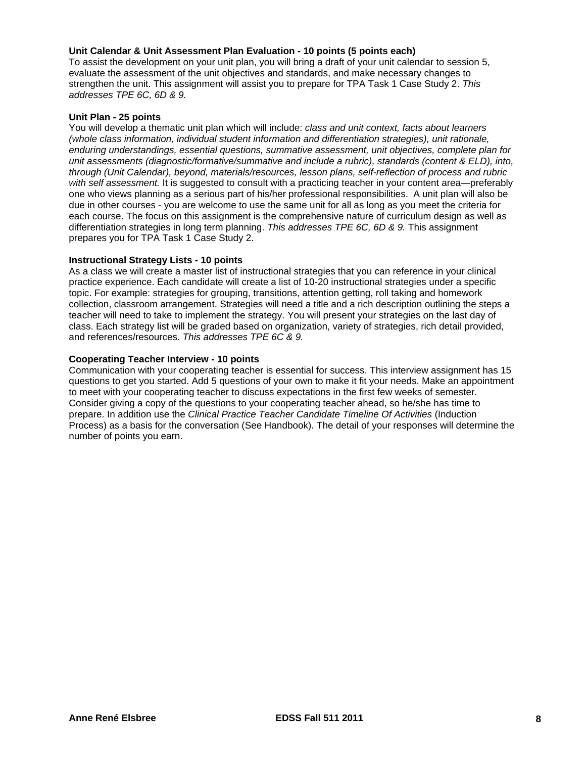**Unit Calendar & Unit Assessment Plan Evaluation - 10 points (5 points each)**
To assist the development on your unit plan, you will bring a draft of your unit calendar to session 5, evaluate the assessment of the unit objectives and standards, and make necessary changes to strengthen the unit. This assignment will assist you to prepare for TPA Task 1 Case Study 2. *This addresses TPE 6C, 6D & 9.*

**Unit Plan - 25 points**
You will develop a thematic unit plan which will include: *class and unit context, facts about learners (whole class information, individual student information and differentiation strategies), unit rationale, enduring understandings, essential questions, summative assessment, unit objectives, complete plan for unit assessments (diagnostic/formative/summative and include a rubric), standards (content & ELD), into, through (Unit Calendar), beyond, materials/resources, lesson plans, self-reflection of process and rubric with self assessment.* It is suggested to consult with a practicing teacher in your content area—preferably one who views planning as a serious part of his/her professional responsibilities. A unit plan will also be due in other courses - you are welcome to use the same unit for all as long as you meet the criteria for each course. The focus on this assignment is the comprehensive nature of curriculum design as well as differentiation strategies in long term planning. *This addresses TPE 6C, 6D & 9.* This assignment prepares you for TPA Task 1 Case Study 2.

**Instructional Strategy Lists - 10 points**
As a class we will create a master list of instructional strategies that you can reference in your clinical practice experience. Each candidate will create a list of 10-20 instructional strategies under a specific topic. For example: strategies for grouping, transitions, attention getting, roll taking and homework collection, classroom arrangement. Strategies will need a title and a rich description outlining the steps a teacher will need to take to implement the strategy. You will present your strategies on the last day of class. Each strategy list will be graded based on organization, variety of strategies, rich detail provided, and references/resources. *This addresses TPE 6C & 9.*

**Cooperating Teacher Interview - 10 points**
Communication with your cooperating teacher is essential for success. This interview assignment has 15 questions to get you started. Add 5 questions of your own to make it fit your needs. Make an appointment to meet with your cooperating teacher to discuss expectations in the first few weeks of semester. Consider giving a copy of the questions to your cooperating teacher ahead, so he/she has time to prepare. In addition use the *Clinical Practice Teacher Candidate Timeline Of Activities* (Induction Process) as a basis for the conversation (See Handbook). The detail of your responses will determine the number of points you earn.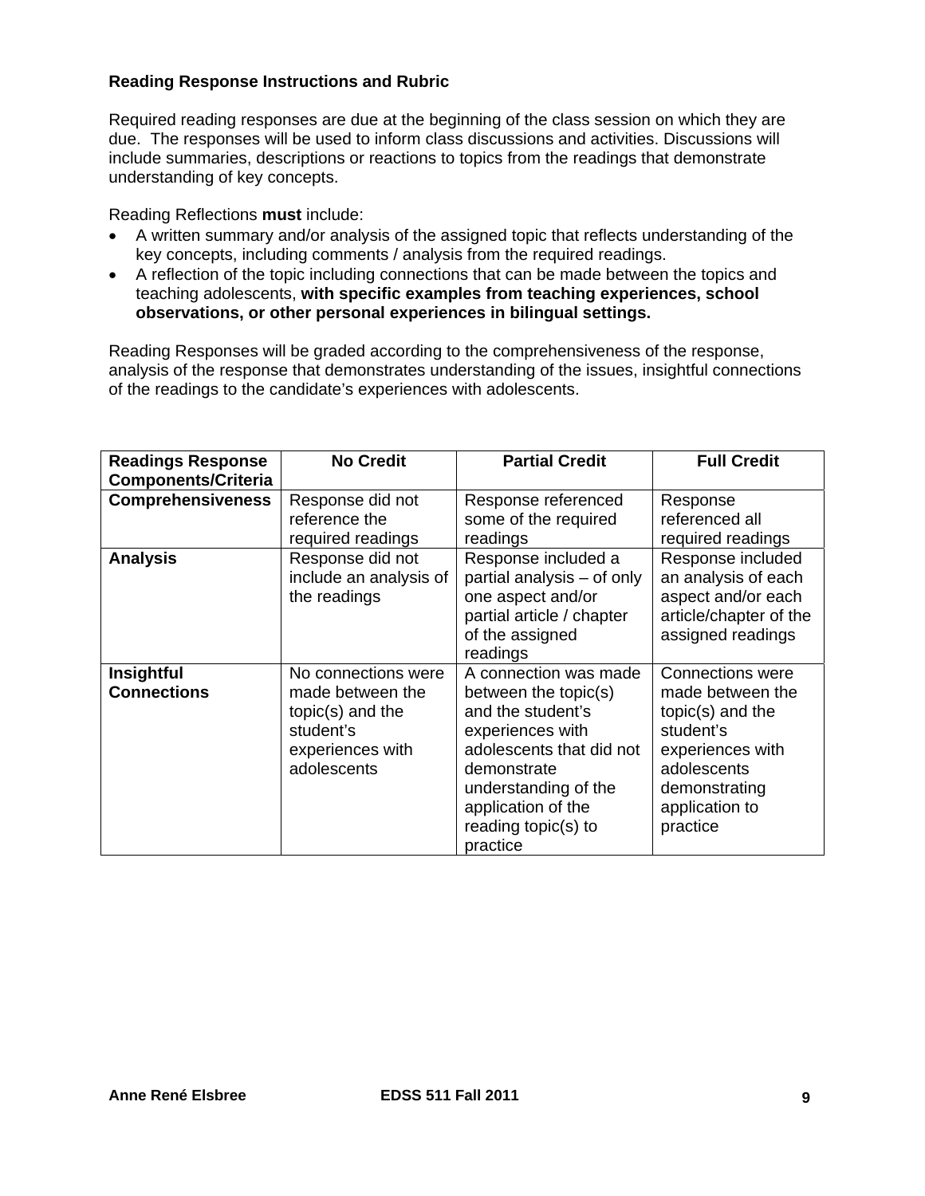**Reading Response Instructions and Rubric**

Required reading responses are due at the beginning of the class session on which they are due. The responses will be used to inform class discussions and activities. Discussions will include summaries, descriptions or reactions to topics from the readings that demonstrate understanding of key concepts.

Reading Reflections **must** include:

- A written summary and/or analysis of the assigned topic that reflects understanding of the key concepts, including comments / analysis from the required readings.
- A reflection of the topic including connections that can be made between the topics and teaching adolescents, **with specific examples from teaching experiences, school observations, or other personal experiences in bilingual settings.**

Reading Responses will be graded according to the comprehensiveness of the response, analysis of the response that demonstrates understanding of the issues, insightful connections of the readings to the candidate's experiences with adolescents.

| Readings Response Components/Criteria | No Credit | Partial Credit | Full Credit |
|---|---|---|---|
| **Comprehensiveness** | Response did not reference the required readings | Response referenced some of the required readings | Response referenced all required readings |
| **Analysis** | Response did not include an analysis of the readings | Response included a partial analysis – of only one aspect and/or partial article / chapter of the assigned readings | Response included an analysis of each aspect and/or each article/chapter of the assigned readings |
| **Insightful Connections** | No connections were made between the topic(s) and the student's experiences with adolescents | A connection was made between the topic(s) and the student's experiences with adolescents that did not demonstrate understanding of the application of the reading topic(s) to practice | Connections were made between the topic(s) and the student's experiences with adolescents demonstrating application to practice |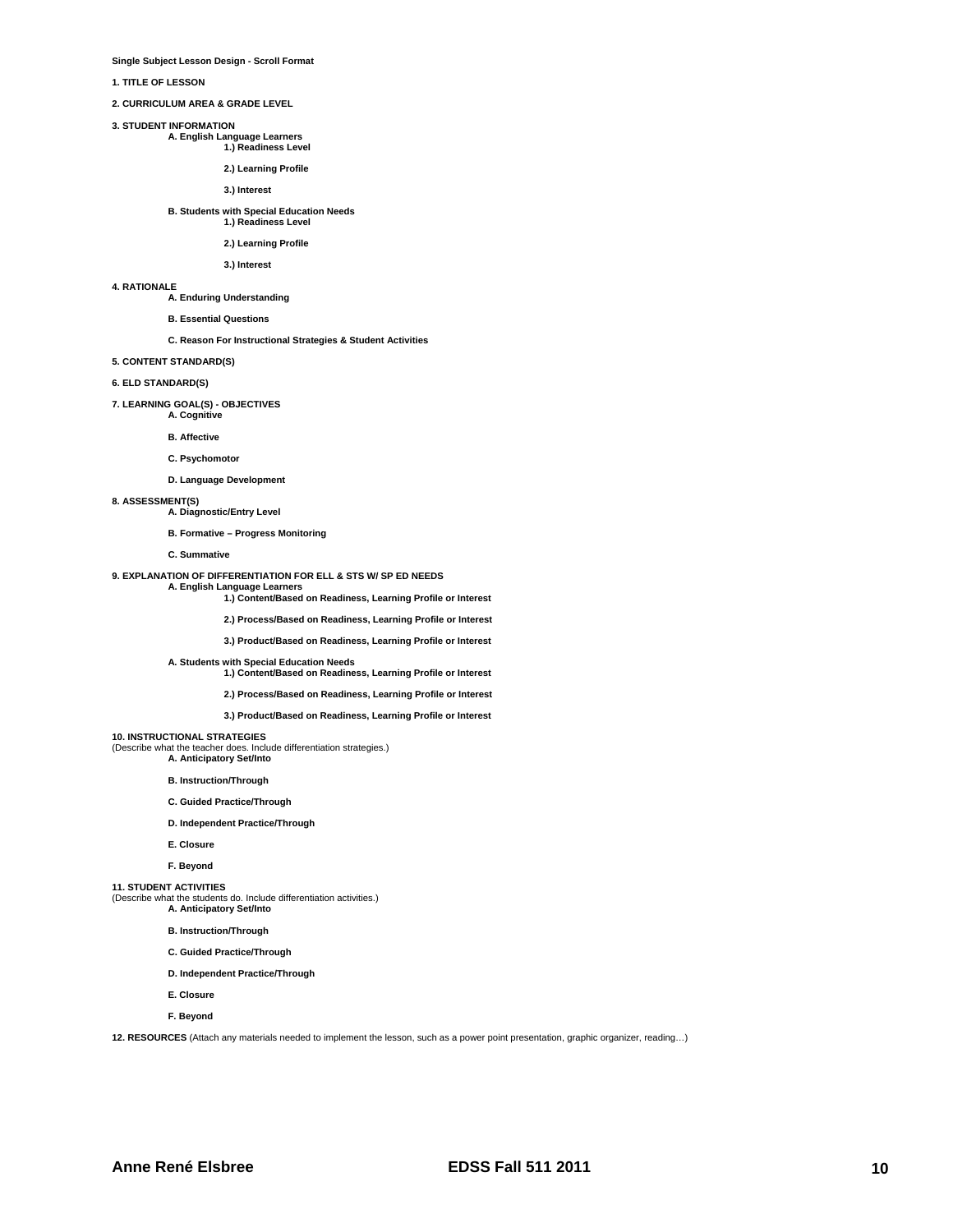**Single Subject Lesson Design - Scroll Format**

**1. TITLE OF LESSON**

**2. CURRICULUM AREA & GRADE LEVEL**

**3. STUDENT INFORMATION**

- **A. English Language Learners**
  - **1.) Readiness Level**
  - **2.) Learning Profile**
  - **3.) Interest**
- **B. Students with Special Education Needs**
  - **1.) Readiness Level**
  - **2.) Learning Profile**
  - **3.) Interest**

**4. RATIONALE**

- **A. Enduring Understanding**
- **B. Essential Questions**
- **C. Reason For Instructional Strategies & Student Activities**

**5. CONTENT STANDARD(S)**

**6. ELD STANDARD(S)**

**7. LEARNING GOAL(S) - OBJECTIVES**

- **A. Cognitive**
- **B. Affective**
- **C. Psychomotor**
- **D. Language Development**

**8. ASSESSMENT(S)**

- **A. Diagnostic/Entry Level**
- **B. Formative – Progress Monitoring**
- **C. Summative**

**9. EXPLANATION OF DIFFERENTIATION FOR ELL & STS W/ SP ED NEEDS**

- **A. English Language Learners**
  - **1.) Content/Based on Readiness, Learning Profile or Interest**
  - **2.) Process/Based on Readiness, Learning Profile or Interest**
  - **3.) Product/Based on Readiness, Learning Profile or Interest**
- **A. Students with Special Education Needs**
  - **1.) Content/Based on Readiness, Learning Profile or Interest**
  - **2.) Process/Based on Readiness, Learning Profile or Interest**
  - **3.) Product/Based on Readiness, Learning Profile or Interest**

**10. INSTRUCTIONAL STRATEGIES**
(Describe what the teacher does. Include differentiation strategies.)

- **A. Anticipatory Set/Into**
- **B. Instruction/Through**
- **C. Guided Practice/Through**
- **D. Independent Practice/Through**
- **E. Closure**
- **F. Beyond**

**11. STUDENT ACTIVITIES**
(Describe what the students do. Include differentiation activities.)

- **A. Anticipatory Set/Into**
- **B. Instruction/Through**
- **C. Guided Practice/Through**
- **D. Independent Practice/Through**
- **E. Closure**
- **F. Beyond**

**12. RESOURCES** (Attach any materials needed to implement the lesson, such as a power point presentation, graphic organizer, reading…)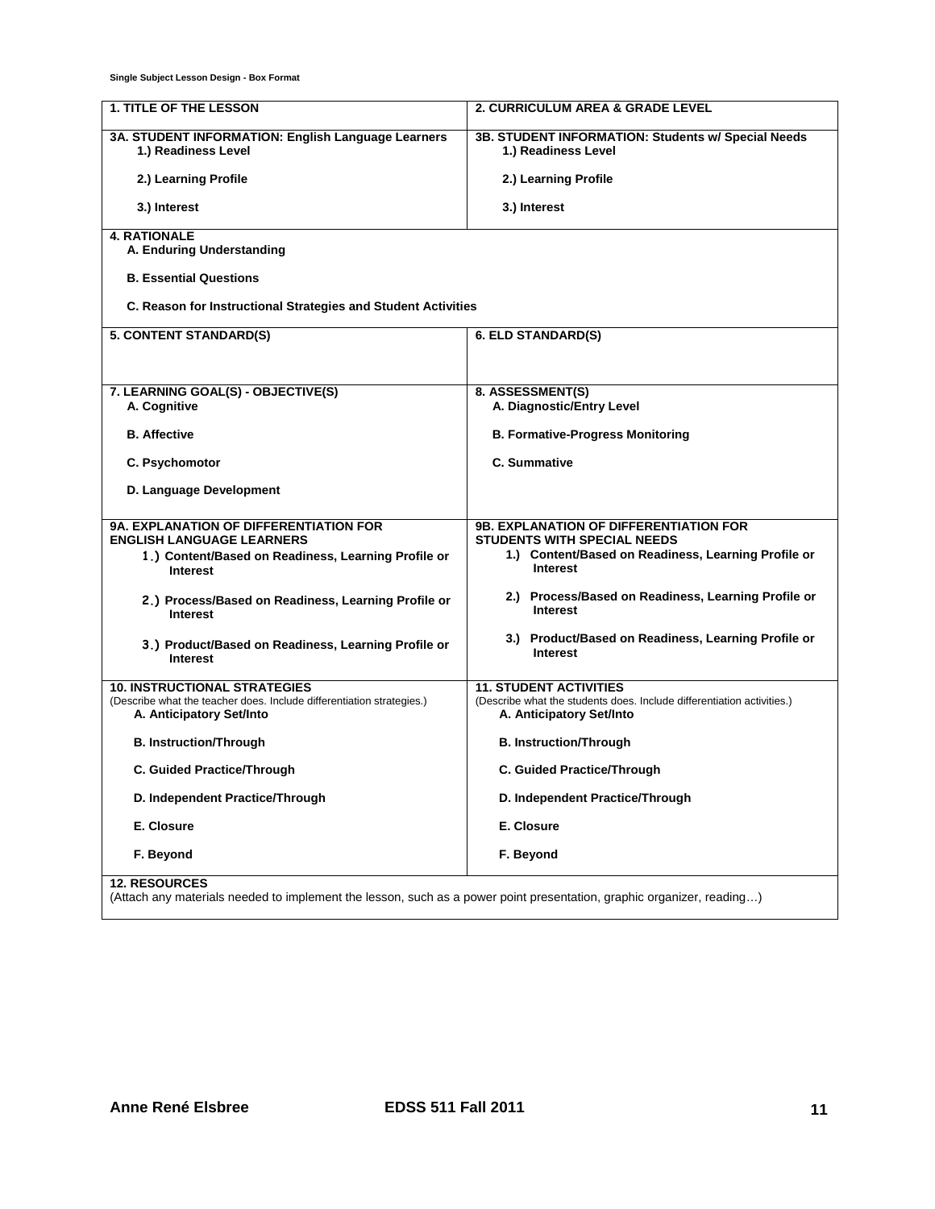Single Subject Lesson Design - Box Format

| **1. TITLE OF THE LESSON** | **2. CURRICULUM AREA & GRADE LEVEL** |
|---|---|
| **3A. STUDENT INFORMATION: English Language Learners**<br>**1.) Readiness Level**<br><br>**2.) Learning Profile**<br><br>**3.) Interest** | **3B. STUDENT INFORMATION: Students w/ Special Needs**<br>**1.) Readiness Level**<br><br>**2.) Learning Profile**<br><br>**3.) Interest** |
| **4. RATIONALE**<br>**A. Enduring Understanding**<br><br>**B. Essential Questions**<br><br>**C. Reason for Instructional Strategies and Student Activities** | |
| **5. CONTENT STANDARD(S)** | **6. ELD STANDARD(S)** |
| **7. LEARNING GOAL(S) - OBJECTIVE(S)**<br>**A. Cognitive**<br><br>**B. Affective**<br><br>**C. Psychomotor**<br><br>**D. Language Development** | **8. ASSESSMENT(S)**<br>**A. Diagnostic/Entry Level**<br><br>**B. Formative-Progress Monitoring**<br><br>**C. Summative** |
| **9A. EXPLANATION OF DIFFERENTIATION FOR ENGLISH LANGUAGE LEARNERS**<br>**1.) Content/Based on Readiness, Learning Profile or Interest**<br><br>**2.) Process/Based on Readiness, Learning Profile or Interest**<br><br>**3.) Product/Based on Readiness, Learning Profile or Interest** | **9B. EXPLANATION OF DIFFERENTIATION FOR STUDENTS WITH SPECIAL NEEDS**<br>**1.) Content/Based on Readiness, Learning Profile or Interest**<br><br>**2.) Process/Based on Readiness, Learning Profile or Interest**<br><br>**3.) Product/Based on Readiness, Learning Profile or Interest** |
| **10. INSTRUCTIONAL STRATEGIES**<br>(Describe what the teacher does. Include differentiation strategies.)<br>**A. Anticipatory Set/Into**<br><br>**B. Instruction/Through**<br><br>**C. Guided Practice/Through**<br><br>**D. Independent Practice/Through**<br><br>**E. Closure**<br><br>**F. Beyond** | **11. STUDENT ACTIVITIES**<br>(Describe what the students does. Include differentiation activities.)<br>**A. Anticipatory Set/Into**<br><br>**B. Instruction/Through**<br><br>**C. Guided Practice/Through**<br><br>**D. Independent Practice/Through**<br><br>**E. Closure**<br><br>**F. Beyond** |
| **12. RESOURCES**<br>(Attach any materials needed to implement the lesson, such as a power point presentation, graphic organizer, reading…) | |

**Anne René Elsbree** **EDSS 511 Fall 2011**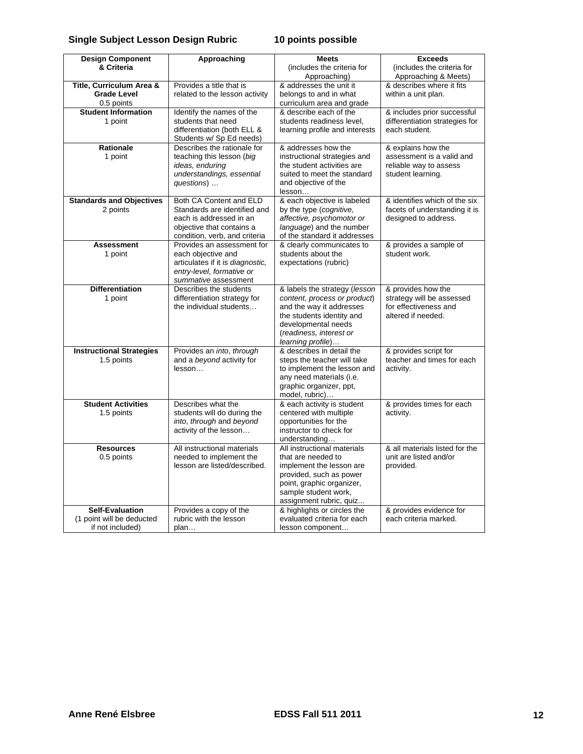**Single Subject Lesson Design Rubric** **10 points possible**

| **Design Component & Criteria** | **Approaching** | **Meets** (includes the criteria for Approaching) | **Exceeds** (includes the criteria for Approaching & Meets) |
|---|---|---|---|
| **Title, Curriculum Area & Grade Level** 0.5 points | Provides a title that is related to the lesson activity | & addresses the unit it belongs to and in what curriculum area and grade | & describes where it fits within a unit plan. |
| **Student Information** 1 point | Identify the names of the students that need differentiation (both ELL & Students w/ Sp Ed needs) | & describe each of the students readiness level, learning profile and interests | & includes prior successful differentiation strategies for each student. |
| **Rationale** 1 point | Describes the rationale for teaching this lesson (*big ideas, enduring understandings, essential questions*) … | & addresses how the instructional strategies and the student activities are suited to meet the standard and objective of the lesson… | & explains how the assessment is a valid and reliable way to assess student learning. |
| **Standards and Objectives** 2 points | Both CA Content and ELD Standards are identified and each is addressed in an objective that contains a condition, verb, and criteria | & each objective is labeled by the type (*cognitive, affective, psychomotor or language*) and the number of the standard it addresses | & identifies which of the six facets of understanding it is designed to address. |
| **Assessment** 1 point | Provides an assessment for each objective and articulates if it is *diagnostic, entry-level, formative or summative* assessment | & clearly communicates to students about the expectations (rubric) | & provides a sample of student work. |
| **Differentiation** 1 point | Describes the students differentiation strategy for the individual students… | & labels the strategy (*lesson content, process or product*) and the way it addresses the students identity and developmental needs (*readiness, interest or learning profile*)… | & provides how the strategy will be assessed for effectiveness and altered if needed. |
| **Instructional Strategies** 1.5 points | Provides an *into*, *through* and a *beyond* activity for lesson… | & describes in detail the steps the teacher will take to implement the lesson and any need materials (i.e. graphic organizer, ppt, model, rubric)… | & provides script for teacher and times for each activity. |
| **Student Activities** 1.5 points | Describes what the students will do during the *into*, *through* and *beyond* activity of the lesson… | & each activity is student centered with multiple opportunities for the instructor to check for understanding… | & provides times for each activity. |
| **Resources** 0.5 points | All instructional materials needed to implement the lesson are listed/described. | All instructional materials that are needed to implement the lesson are provided, such as power point, graphic organizer, sample student work, assignment rubric, quiz... | & all materials listed for the unit are listed and/or provided. |
| **Self-Evaluation** (1 point will be deducted if not included) | Provides a copy of the rubric with the lesson plan… | & highlights or circles the evaluated criteria for each lesson component… | & provides evidence for each criteria marked. |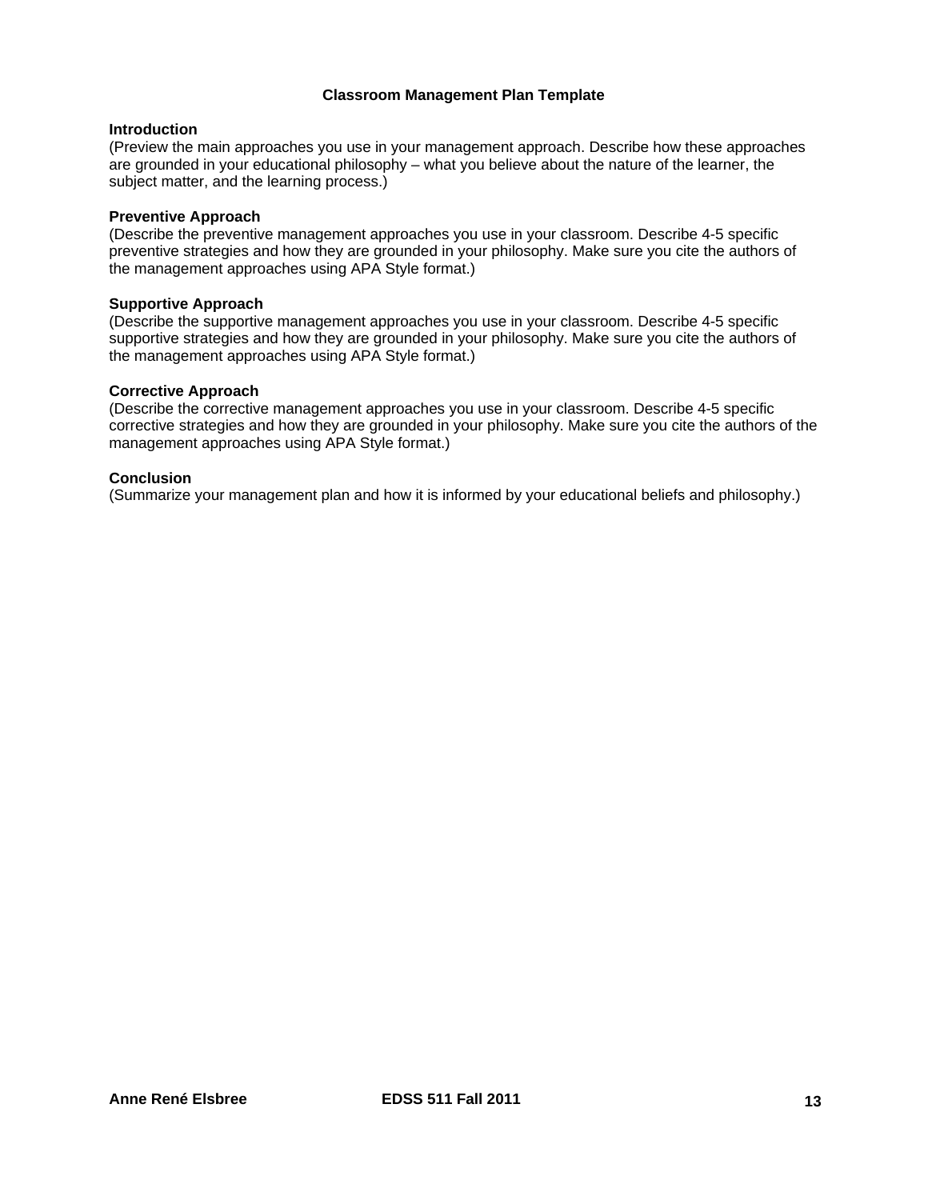# Classroom Management Plan Template

## Introduction

(Preview the main approaches you use in your management approach. Describe how these approaches are grounded in your educational philosophy – what you believe about the nature of the learner, the subject matter, and the learning process.)

## Preventive Approach

(Describe the preventive management approaches you use in your classroom. Describe 4-5 specific preventive strategies and how they are grounded in your philosophy. Make sure you cite the authors of the management approaches using APA Style format.)

## Supportive Approach

(Describe the supportive management approaches you use in your classroom. Describe 4-5 specific supportive strategies and how they are grounded in your philosophy. Make sure you cite the authors of the management approaches using APA Style format.)

## Corrective Approach

(Describe the corrective management approaches you use in your classroom. Describe 4-5 specific corrective strategies and how they are grounded in your philosophy. Make sure you cite the authors of the management approaches using APA Style format.)

## Conclusion

(Summarize your management plan and how it is informed by your educational beliefs and philosophy.)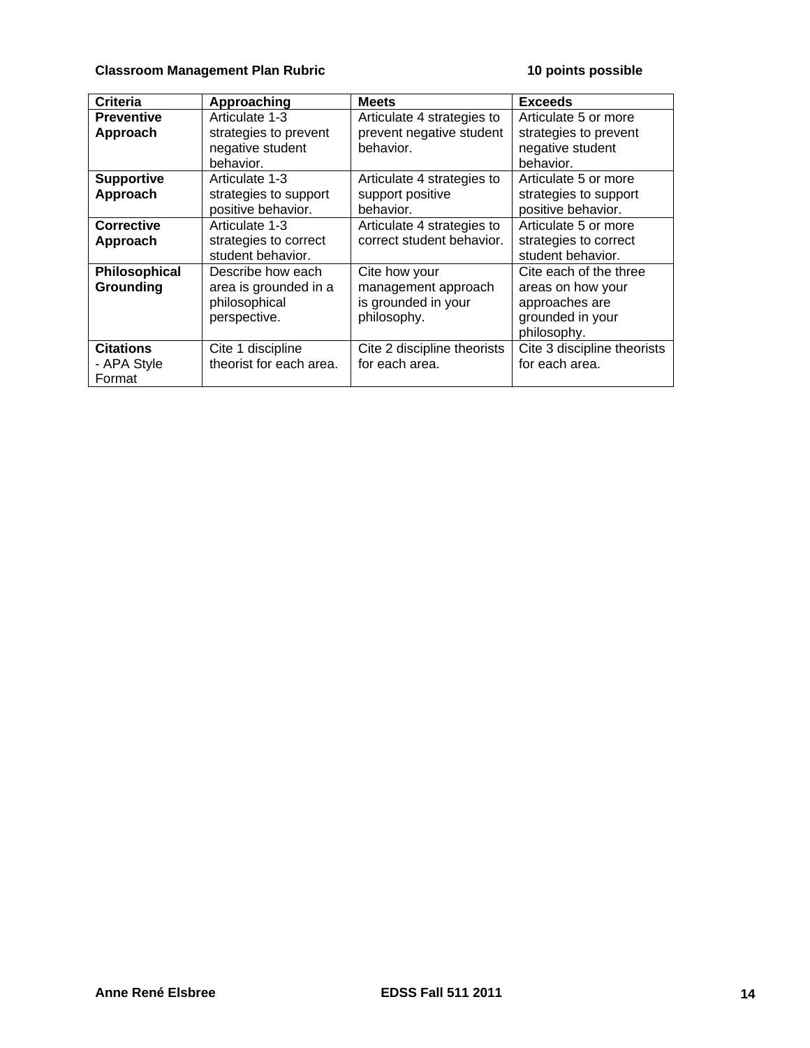**Classroom Management Plan Rubric** **10 points possible**

| Criteria | Approaching | Meets | Exceeds |
|---|---|---|---|
| **Preventive Approach** | Articulate 1-3 strategies to prevent negative student behavior. | Articulate 4 strategies to prevent negative student behavior. | Articulate 5 or more strategies to prevent negative student behavior. |
| **Supportive Approach** | Articulate 1-3 strategies to support positive behavior. | Articulate 4 strategies to support positive behavior. | Articulate 5 or more strategies to support positive behavior. |
| **Corrective Approach** | Articulate 1-3 strategies to correct student behavior. | Articulate 4 strategies to correct student behavior. | Articulate 5 or more strategies to correct student behavior. |
| **Philosophical Grounding** | Describe how each area is grounded in a philosophical perspective. | Cite how your management approach is grounded in your philosophy. | Cite each of the three areas on how your approaches are grounded in your philosophy. |
| **Citations** - APA Style Format | Cite 1 discipline theorist for each area. | Cite 2 discipline theorists for each area. | Cite 3 discipline theorists for each area. |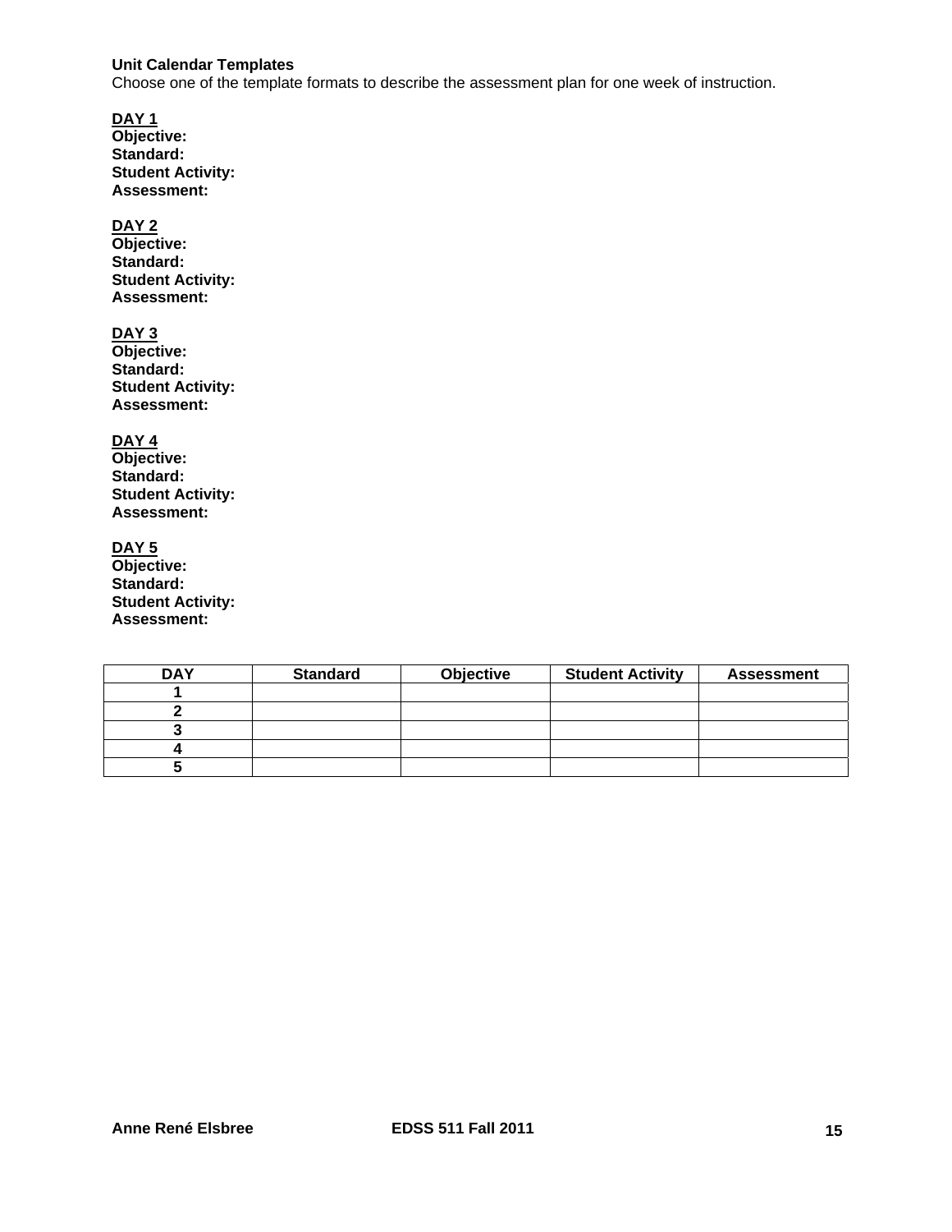**Unit Calendar Templates**

Choose one of the template formats to describe the assessment plan for one week of instruction.

**DAY 1**
**Objective:**
**Standard:**
**Student Activity:**
**Assessment:**

**DAY 2**
**Objective:**
**Standard:**
**Student Activity:**
**Assessment:**

**DAY 3**
**Objective:**
**Standard:**
**Student Activity:**
**Assessment:**

**DAY 4**
**Objective:**
**Standard:**
**Student Activity:**
**Assessment:**

**DAY 5**
**Objective:**
**Standard:**
**Student Activity:**
**Assessment:**

| DAY | Standard | Objective | Student Activity | Assessment |
|---|---|---|---|---|
| 1 | | | | |
| 2 | | | | |
| 3 | | | | |
| 4 | | | | |
| 5 | | | | |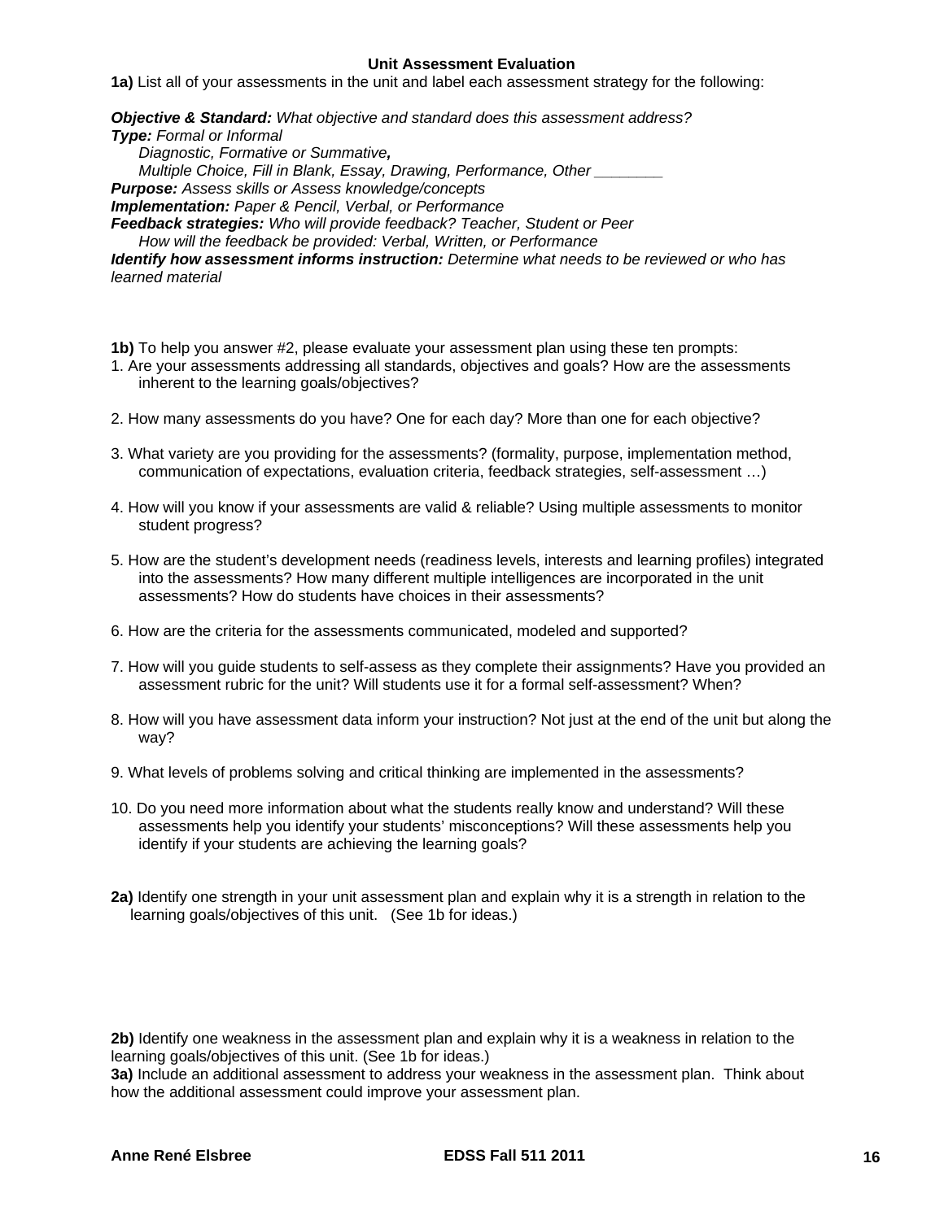**Unit Assessment Evaluation**

**1a)** List all of your assessments in the unit and label each assessment strategy for the following:

***Objective & Standard:*** *What objective and standard does this assessment address?*
***Type:*** *Formal or Informal*
*Diagnostic, Formative or Summative,*
*Multiple Choice, Fill in Blank, Essay, Drawing, Performance, Other ________*
***Purpose:*** *Assess skills or Assess knowledge/concepts*
***Implementation:*** *Paper & Pencil, Verbal, or Performance*
***Feedback strategies:*** *Who will provide feedback? Teacher, Student or Peer*
*How will the feedback be provided: Verbal, Written, or Performance*
***Identify how assessment informs instruction:*** *Determine what needs to be reviewed or who has learned material*

**1b)** To help you answer #2, please evaluate your assessment plan using these ten prompts:

1. Are your assessments addressing all standards, objectives and goals? How are the assessments inherent to the learning goals/objectives?

2. How many assessments do you have? One for each day? More than one for each objective?

3. What variety are you providing for the assessments? (formality, purpose, implementation method, communication of expectations, evaluation criteria, feedback strategies, self-assessment …)

4. How will you know if your assessments are valid & reliable? Using multiple assessments to monitor student progress?

5. How are the student's development needs (readiness levels, interests and learning profiles) integrated into the assessments? How many different multiple intelligences are incorporated in the unit assessments? How do students have choices in their assessments?

6. How are the criteria for the assessments communicated, modeled and supported?

7. How will you guide students to self-assess as they complete their assignments? Have you provided an assessment rubric for the unit? Will students use it for a formal self-assessment? When?

8. How will you have assessment data inform your instruction? Not just at the end of the unit but along the way?

9. What levels of problems solving and critical thinking are implemented in the assessments?

10. Do you need more information about what the students really know and understand? Will these assessments help you identify your students' misconceptions? Will these assessments help you identify if your students are achieving the learning goals?

**2a)** Identify one strength in your unit assessment plan and explain why it is a strength in relation to the learning goals/objectives of this unit. (See 1b for ideas.)

**2b)** Identify one weakness in the assessment plan and explain why it is a weakness in relation to the learning goals/objectives of this unit. (See 1b for ideas.)

**3a)** Include an additional assessment to address your weakness in the assessment plan. Think about how the additional assessment could improve your assessment plan.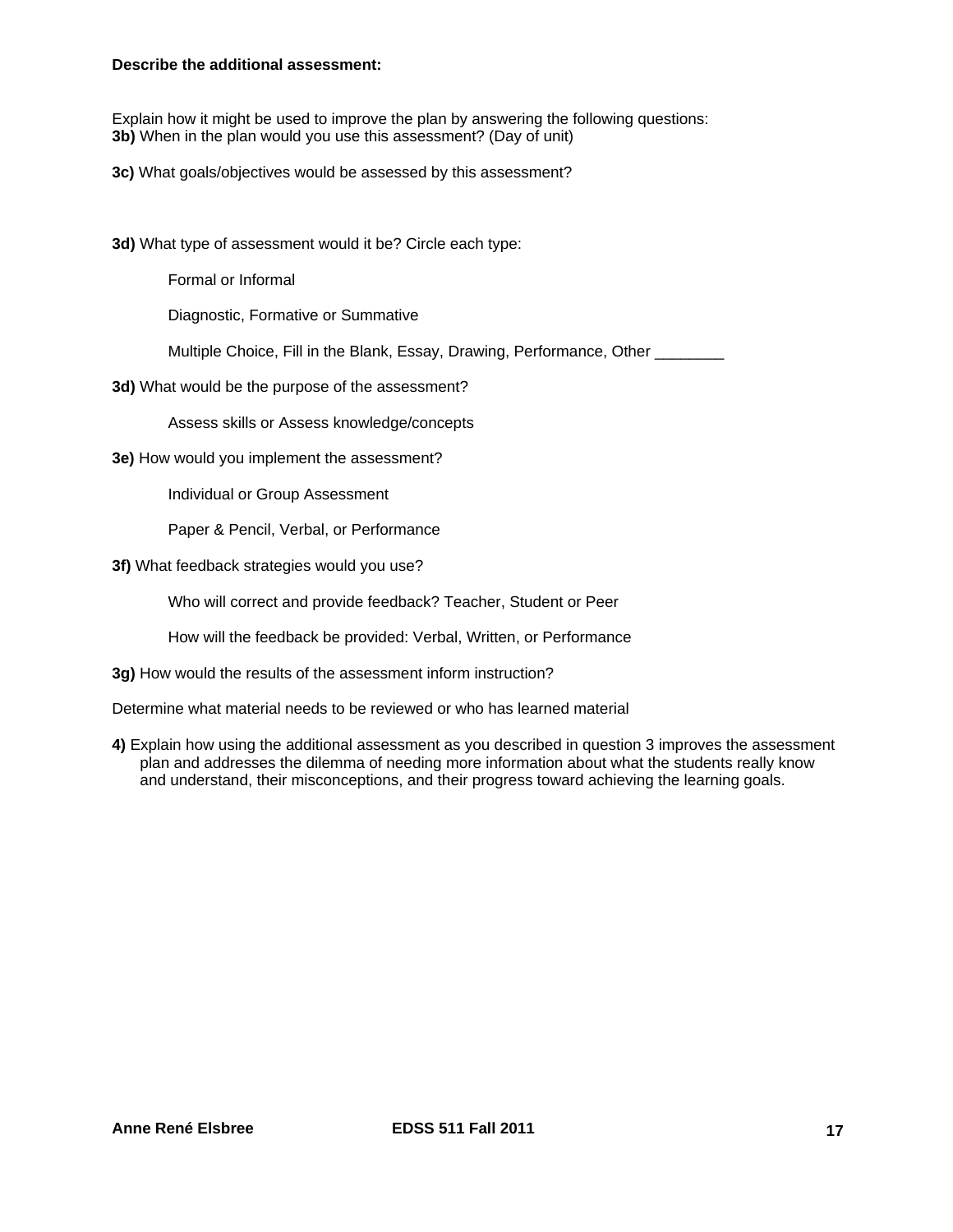**Describe the additional assessment:**

Explain how it might be used to improve the plan by answering the following questions:
**3b)** When in the plan would you use this assessment? (Day of unit)

**3c)** What goals/objectives would be assessed by this assessment?

**3d)** What type of assessment would it be? Circle each type:

Formal or Informal

Diagnostic, Formative or Summative

Multiple Choice, Fill in the Blank, Essay, Drawing, Performance, Other ________

**3d)** What would be the purpose of the assessment?

Assess skills or Assess knowledge/concepts

**3e)** How would you implement the assessment?

Individual or Group Assessment

Paper & Pencil, Verbal, or Performance

**3f)** What feedback strategies would you use?

Who will correct and provide feedback? Teacher, Student or Peer

How will the feedback be provided: Verbal, Written, or Performance

**3g)** How would the results of the assessment inform instruction?

Determine what material needs to be reviewed or who has learned material

**4)** Explain how using the additional assessment as you described in question 3 improves the assessment plan and addresses the dilemma of needing more information about what the students really know and understand, their misconceptions, and their progress toward achieving the learning goals.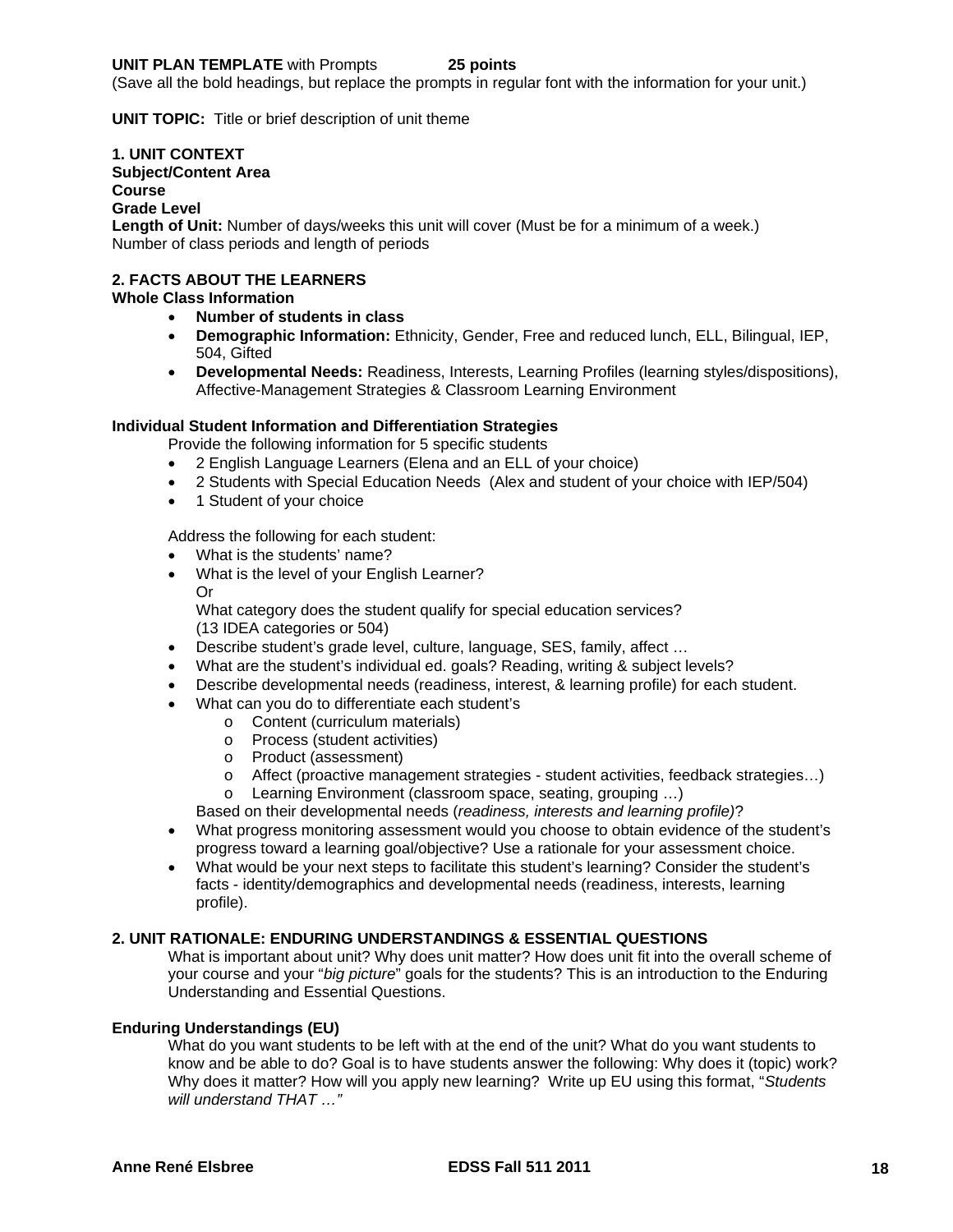**UNIT PLAN TEMPLATE** with Prompts **25 points**

(Save all the bold headings, but replace the prompts in regular font with the information for your unit.)

**UNIT TOPIC:** Title or brief description of unit theme

**1. UNIT CONTEXT**

**Subject/Content Area**

**Course**

**Grade Level**

**Length of Unit:** Number of days/weeks this unit will cover (Must be for a minimum of a week.)

Number of class periods and length of periods

**2. FACTS ABOUT THE LEARNERS**

**Whole Class Information**

- **Number of students in class**
- **Demographic Information:** Ethnicity, Gender, Free and reduced lunch, ELL, Bilingual, IEP, 504, Gifted
- **Developmental Needs:** Readiness, Interests, Learning Profiles (learning styles/dispositions), Affective-Management Strategies & Classroom Learning Environment

**Individual Student Information and Differentiation Strategies**

Provide the following information for 5 specific students

- 2 English Language Learners (Elena and an ELL of your choice)
- 2 Students with Special Education Needs (Alex and student of your choice with IEP/504)
- 1 Student of your choice

Address the following for each student:

- What is the students' name?
- What is the level of your English Learner?
  Or
  What category does the student qualify for special education services?
  (13 IDEA categories or 504)
- Describe student's grade level, culture, language, SES, family, affect …
- What are the student's individual ed. goals? Reading, writing & subject levels?
- Describe developmental needs (readiness, interest, & learning profile) for each student.
- What can you do to differentiate each student's
  - Content (curriculum materials)
  - Process (student activities)
  - Product (assessment)
  - Affect (proactive management strategies - student activities, feedback strategies…)
  - Learning Environment (classroom space, seating, grouping …)

  Based on their developmental needs (*readiness, interests and learning profile)*?
- What progress monitoring assessment would you choose to obtain evidence of the student's progress toward a learning goal/objective? Use a rationale for your assessment choice.
- What would be your next steps to facilitate this student's learning? Consider the student's facts - identity/demographics and developmental needs (readiness, interests, learning profile).

**2. UNIT RATIONALE: ENDURING UNDERSTANDINGS & ESSENTIAL QUESTIONS**

What is important about unit? Why does unit matter? How does unit fit into the overall scheme of your course and your "*big picture*" goals for the students? This is an introduction to the Enduring Understanding and Essential Questions.

**Enduring Understandings (EU)**

What do you want students to be left with at the end of the unit? What do you want students to know and be able to do? Goal is to have students answer the following: Why does it (topic) work? Why does it matter? How will you apply new learning? Write up EU using this format, "*Students will understand THAT …"*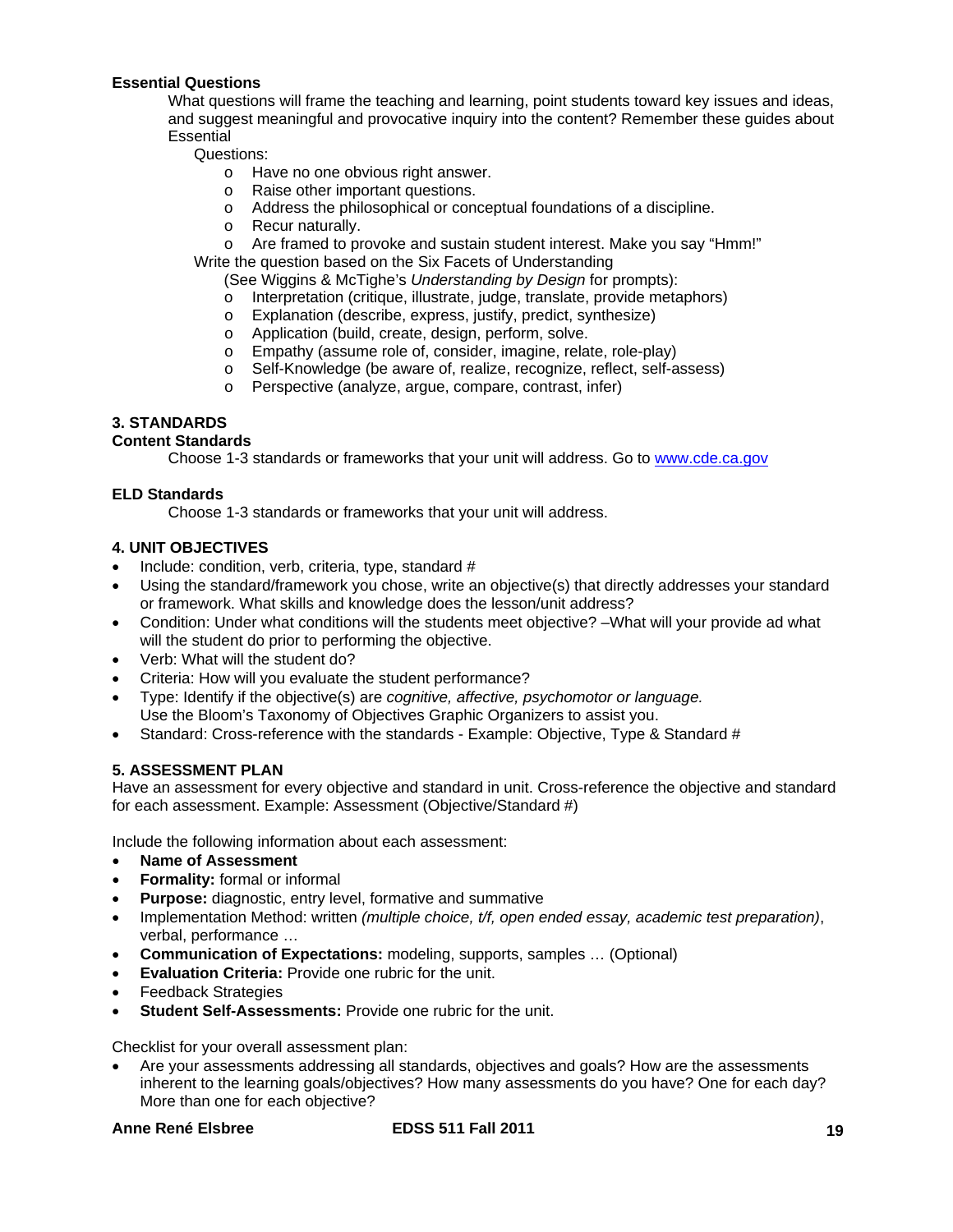**Essential Questions**

What questions will frame the teaching and learning, point students toward key issues and ideas, and suggest meaningful and provocative inquiry into the content? Remember these guides about Essential

Questions:

- Have no one obvious right answer.
- Raise other important questions.
- Address the philosophical or conceptual foundations of a discipline.
- Recur naturally.
- Are framed to provoke and sustain student interest. Make you say "Hmm!"

Write the question based on the Six Facets of Understanding

(See Wiggins & McTighe's *Understanding by Design* for prompts):

- Interpretation (critique, illustrate, judge, translate, provide metaphors)
- Explanation (describe, express, justify, predict, synthesize)
- Application (build, create, design, perform, solve.
- Empathy (assume role of, consider, imagine, relate, role-play)
- Self-Knowledge (be aware of, realize, recognize, reflect, self-assess)
- Perspective (analyze, argue, compare, contrast, infer)

**3. STANDARDS**

**Content Standards**

Choose 1-3 standards or frameworks that your unit will address. Go to www.cde.ca.gov

**ELD Standards**

Choose 1-3 standards or frameworks that your unit will address.

**4. UNIT OBJECTIVES**

- Include: condition, verb, criteria, type, standard #
- Using the standard/framework you chose, write an objective(s) that directly addresses your standard or framework. What skills and knowledge does the lesson/unit address?
- Condition: Under what conditions will the students meet objective? –What will your provide ad what will the student do prior to performing the objective.
- Verb: What will the student do?
- Criteria: How will you evaluate the student performance?
- Type: Identify if the objective(s) are *cognitive, affective, psychomotor or language.* Use the Bloom's Taxonomy of Objectives Graphic Organizers to assist you.
- Standard: Cross-reference with the standards - Example: Objective, Type & Standard #

**5. ASSESSMENT PLAN**

Have an assessment for every objective and standard in unit. Cross-reference the objective and standard for each assessment. Example: Assessment (Objective/Standard #)

Include the following information about each assessment:

- **Name of Assessment**
- **Formality:** formal or informal
- **Purpose:** diagnostic, entry level, formative and summative
- Implementation Method: written *(multiple choice, t/f, open ended essay, academic test preparation)*, verbal, performance …
- **Communication of Expectations:** modeling, supports, samples … (Optional)
- **Evaluation Criteria:** Provide one rubric for the unit.
- Feedback Strategies
- **Student Self-Assessments:** Provide one rubric for the unit.

Checklist for your overall assessment plan:

- Are your assessments addressing all standards, objectives and goals? How are the assessments inherent to the learning goals/objectives? How many assessments do you have? One for each day? More than one for each objective?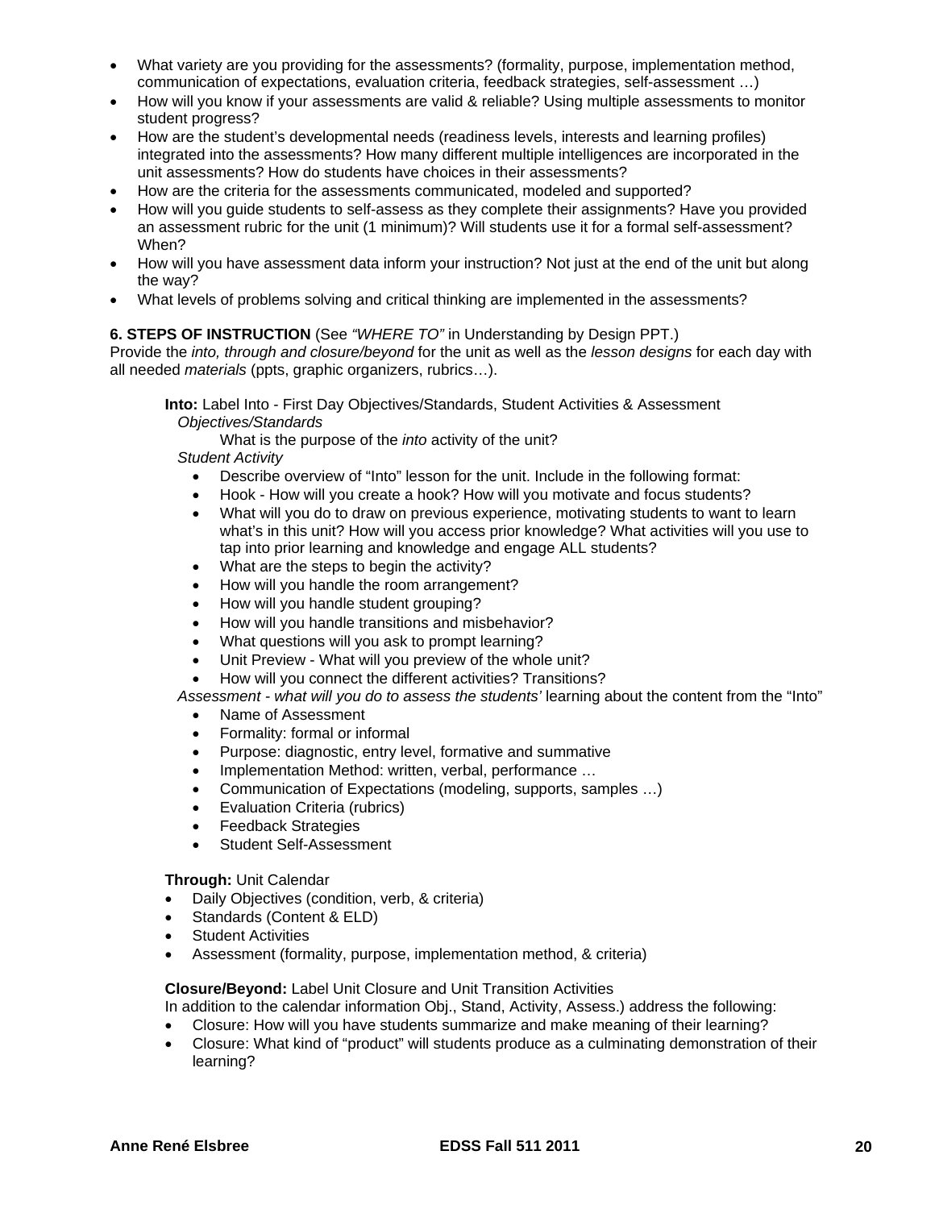- What variety are you providing for the assessments? (formality, purpose, implementation method, communication of expectations, evaluation criteria, feedback strategies, self-assessment …)
- How will you know if your assessments are valid & reliable? Using multiple assessments to monitor student progress?
- How are the student's developmental needs (readiness levels, interests and learning profiles) integrated into the assessments? How many different multiple intelligences are incorporated in the unit assessments? How do students have choices in their assessments?
- How are the criteria for the assessments communicated, modeled and supported?
- How will you guide students to self-assess as they complete their assignments? Have you provided an assessment rubric for the unit (1 minimum)? Will students use it for a formal self-assessment? When?
- How will you have assessment data inform your instruction? Not just at the end of the unit but along the way?
- What levels of problems solving and critical thinking are implemented in the assessments?

**6. STEPS OF INSTRUCTION** (See *"WHERE TO"* in Understanding by Design PPT.)
Provide the *into, through and closure/beyond* for the unit as well as the *lesson designs* for each day with all needed *materials* (ppts, graphic organizers, rubrics…).

**Into:** Label Into - First Day Objectives/Standards, Student Activities & Assessment
*Objectives/Standards*

What is the purpose of the *into* activity of the unit?

*Student Activity*

- Describe overview of "Into" lesson for the unit. Include in the following format:
- Hook - How will you create a hook? How will you motivate and focus students?
- What will you do to draw on previous experience, motivating students to want to learn what's in this unit? How will you access prior knowledge? What activities will you use to tap into prior learning and knowledge and engage ALL students?
- What are the steps to begin the activity?
- How will you handle the room arrangement?
- How will you handle student grouping?
- How will you handle transitions and misbehavior?
- What questions will you ask to prompt learning?
- Unit Preview - What will you preview of the whole unit?
- How will you connect the different activities? Transitions?

*Assessment - what will you do to assess the students'* learning about the content from the "Into"

- Name of Assessment
- Formality: formal or informal
- Purpose: diagnostic, entry level, formative and summative
- Implementation Method: written, verbal, performance …
- Communication of Expectations (modeling, supports, samples …)
- Evaluation Criteria (rubrics)
- Feedback Strategies
- Student Self-Assessment

**Through:** Unit Calendar

- Daily Objectives (condition, verb, & criteria)
- Standards (Content & ELD)
- Student Activities
- Assessment (formality, purpose, implementation method, & criteria)

**Closure/Beyond:** Label Unit Closure and Unit Transition Activities
In addition to the calendar information Obj., Stand, Activity, Assess.) address the following:

- Closure: How will you have students summarize and make meaning of their learning?
- Closure: What kind of "product" will students produce as a culminating demonstration of their learning?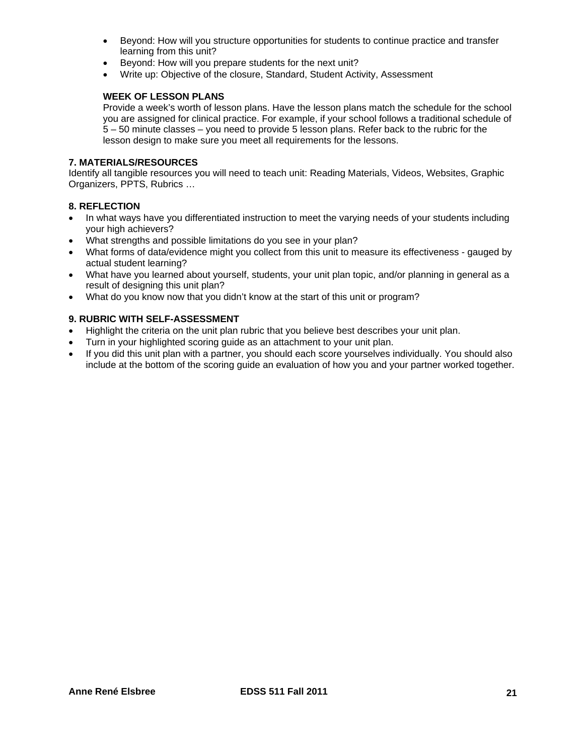- Beyond: How will you structure opportunities for students to continue practice and transfer learning from this unit?
- Beyond: How will you prepare students for the next unit?
- Write up: Objective of the closure, Standard, Student Activity, Assessment

**WEEK OF LESSON PLANS**

Provide a week's worth of lesson plans. Have the lesson plans match the schedule for the school you are assigned for clinical practice. For example, if your school follows a traditional schedule of 5 – 50 minute classes – you need to provide 5 lesson plans. Refer back to the rubric for the lesson design to make sure you meet all requirements for the lessons.

**7. MATERIALS/RESOURCES**

Identify all tangible resources you will need to teach unit: Reading Materials, Videos, Websites, Graphic Organizers, PPTS, Rubrics …

**8. REFLECTION**

- In what ways have you differentiated instruction to meet the varying needs of your students including your high achievers?
- What strengths and possible limitations do you see in your plan?
- What forms of data/evidence might you collect from this unit to measure its effectiveness - gauged by actual student learning?
- What have you learned about yourself, students, your unit plan topic, and/or planning in general as a result of designing this unit plan?
- What do you know now that you didn't know at the start of this unit or program?

**9. RUBRIC WITH SELF-ASSESSMENT**

- Highlight the criteria on the unit plan rubric that you believe best describes your unit plan.
- Turn in your highlighted scoring guide as an attachment to your unit plan.
- If you did this unit plan with a partner, you should each score yourselves individually. You should also include at the bottom of the scoring guide an evaluation of how you and your partner worked together.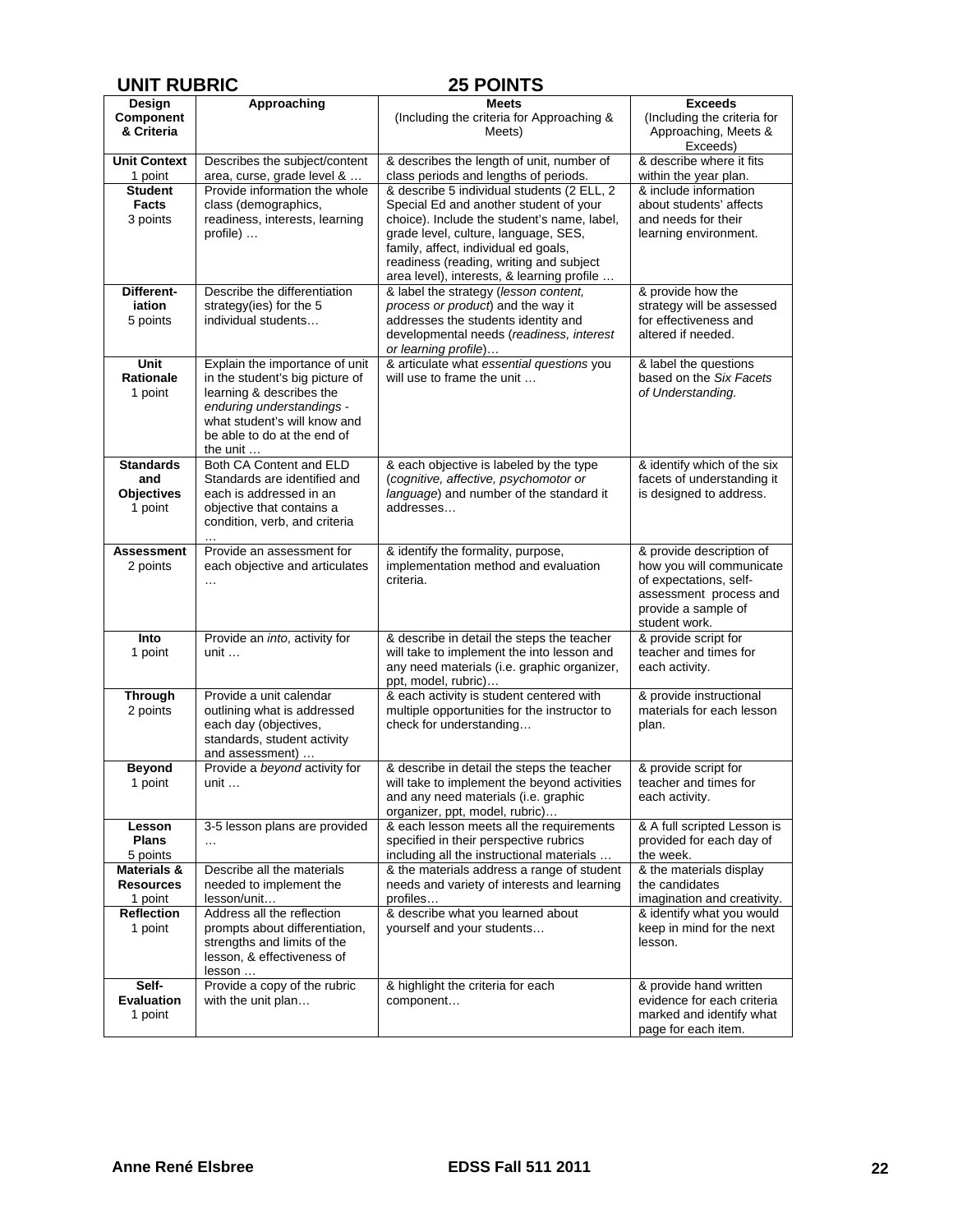# UNIT RUBRIC 25 POINTS

| Design Component & Criteria | Approaching | Meets (Including the criteria for Approaching & Meets) | Exceeds (Including the criteria for Approaching, Meets & Exceeds) |
|---|---|---|---|
| **Unit Context** 1 point | Describes the subject/content area, curse, grade level & … | & describes the length of unit, number of class periods and lengths of periods. | & describe where it fits within the year plan. |
| **Student Facts** 3 points | Provide information the whole class (demographics, readiness, interests, learning profile) … | & describe 5 individual students (2 ELL, 2 Special Ed and another student of your choice). Include the student's name, label, grade level, culture, language, SES, family, affect, individual ed goals, readiness (reading, writing and subject area level), interests, & learning profile … | & include information about students' affects and needs for their learning environment. |
| **Different-iation** 5 points | Describe the differentiation strategy(ies) for the 5 individual students… | & label the strategy (*lesson content, process or product*) and the way it addresses the students identity and developmental needs (*readiness, interest or learning profile*)… | & provide how the strategy will be assessed for effectiveness and altered if needed. |
| **Unit Rationale** 1 point | Explain the importance of unit in the student's big picture of learning & describes the *enduring understandings* - what student's will know and be able to do at the end of the unit … | & articulate what *essential questions* you will use to frame the unit … | & label the questions based on the *Six Facets of Understanding.* |
| **Standards and Objectives** 1 point | Both CA Content and ELD Standards are identified and each is addressed in an objective that contains a condition, verb, and criteria … | & each objective is labeled by the type (*cognitive, affective, psychomotor or language*) and number of the standard it addresses… | & identify which of the six facets of understanding it is designed to address. |
| **Assessment** 2 points | Provide an assessment for each objective and articulates … | & identify the formality, purpose, implementation method and evaluation criteria. | & provide description of how you will communicate of expectations, self-assessment process and provide a sample of student work. |
| **Into** 1 point | Provide an *into*, activity for unit … | & describe in detail the steps the teacher will take to implement the into lesson and any need materials (i.e. graphic organizer, ppt, model, rubric)… | & provide script for teacher and times for each activity. |
| **Through** 2 points | Provide a unit calendar outlining what is addressed each day (objectives, standards, student activity and assessment) … | & each activity is student centered with multiple opportunities for the instructor to check for understanding… | & provide instructional materials for each lesson plan. |
| **Beyond** 1 point | Provide a *beyond* activity for unit … | & describe in detail the steps the teacher will take to implement the beyond activities and any need materials (i.e. graphic organizer, ppt, model, rubric)… | & provide script for teacher and times for each activity. |
| **Lesson Plans** 5 points | 3-5 lesson plans are provided … | & each lesson meets all the requirements specified in their perspective rubrics including all the instructional materials … | & A full scripted Lesson is provided for each day of the week. |
| **Materials & Resources** 1 point | Describe all the materials needed to implement the lesson/unit… | & the materials address a range of student needs and variety of interests and learning profiles… | & the materials display the candidates imagination and creativity. |
| **Reflection** 1 point | Address all the reflection prompts about differentiation, strengths and limits of the lesson, & effectiveness of lesson … | & describe what you learned about yourself and your students… | & identify what you would keep in mind for the next lesson. |
| **Self-Evaluation** 1 point | Provide a copy of the rubric with the unit plan… | & highlight the criteria for each component… | & provide hand written evidence for each criteria marked and identify what page for each item. |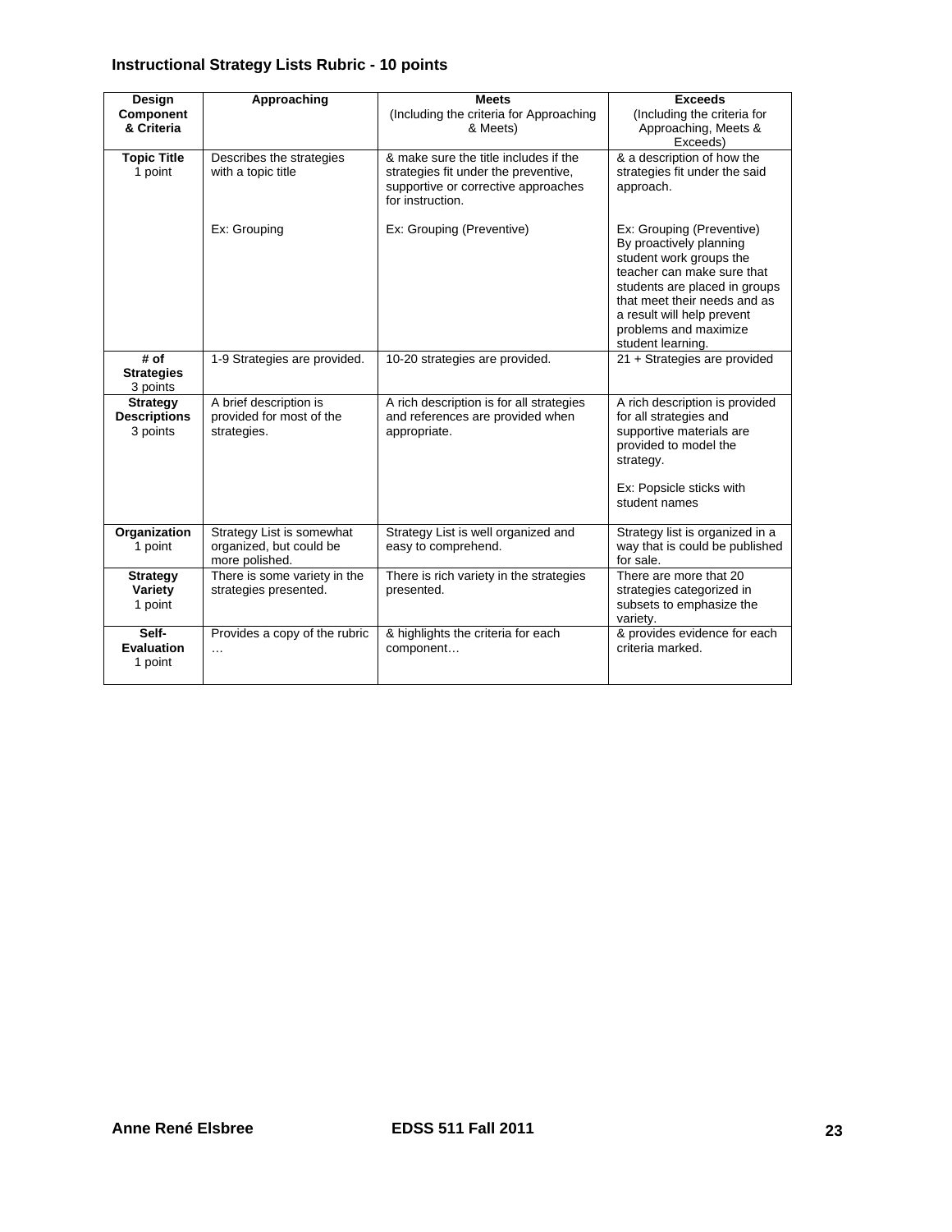### Instructional Strategy Lists Rubric - 10 points

| Design Component & Criteria | Approaching | Meets (Including the criteria for Approaching & Meets) | Exceeds (Including the criteria for Approaching, Meets & Exceeds) |
| --- | --- | --- | --- |
| **Topic Title** 1 point | Describes the strategies with a topic title<br><br>Ex: Grouping | & make sure the title includes if the strategies fit under the preventive, supportive or corrective approaches for instruction.<br><br>Ex: Grouping (Preventive) | & a description of how the strategies fit under the said approach.<br><br>Ex: Grouping (Preventive) By proactively planning student work groups the teacher can make sure that students are placed in groups that meet their needs and as a result will help prevent problems and maximize student learning. |
| **# of Strategies** 3 points | 1-9 Strategies are provided. | 10-20 strategies are provided. | 21 + Strategies are provided |
| **Strategy Descriptions** 3 points | A brief description is provided for most of the strategies. | A rich description is for all strategies and references are provided when appropriate. | A rich description is provided for all strategies and supportive materials are provided to model the strategy.<br><br>Ex: Popsicle sticks with student names |
| **Organization** 1 point | Strategy List is somewhat organized, but could be more polished. | Strategy List is well organized and easy to comprehend. | Strategy list is organized in a way that is could be published for sale. |
| **Strategy Variety** 1 point | There is some variety in the strategies presented. | There is rich variety in the strategies presented. | There are more that 20 strategies categorized in subsets to emphasize the variety. |
| **Self-Evaluation** 1 point | Provides a copy of the rubric … | & highlights the criteria for each component… | & provides evidence for each criteria marked. |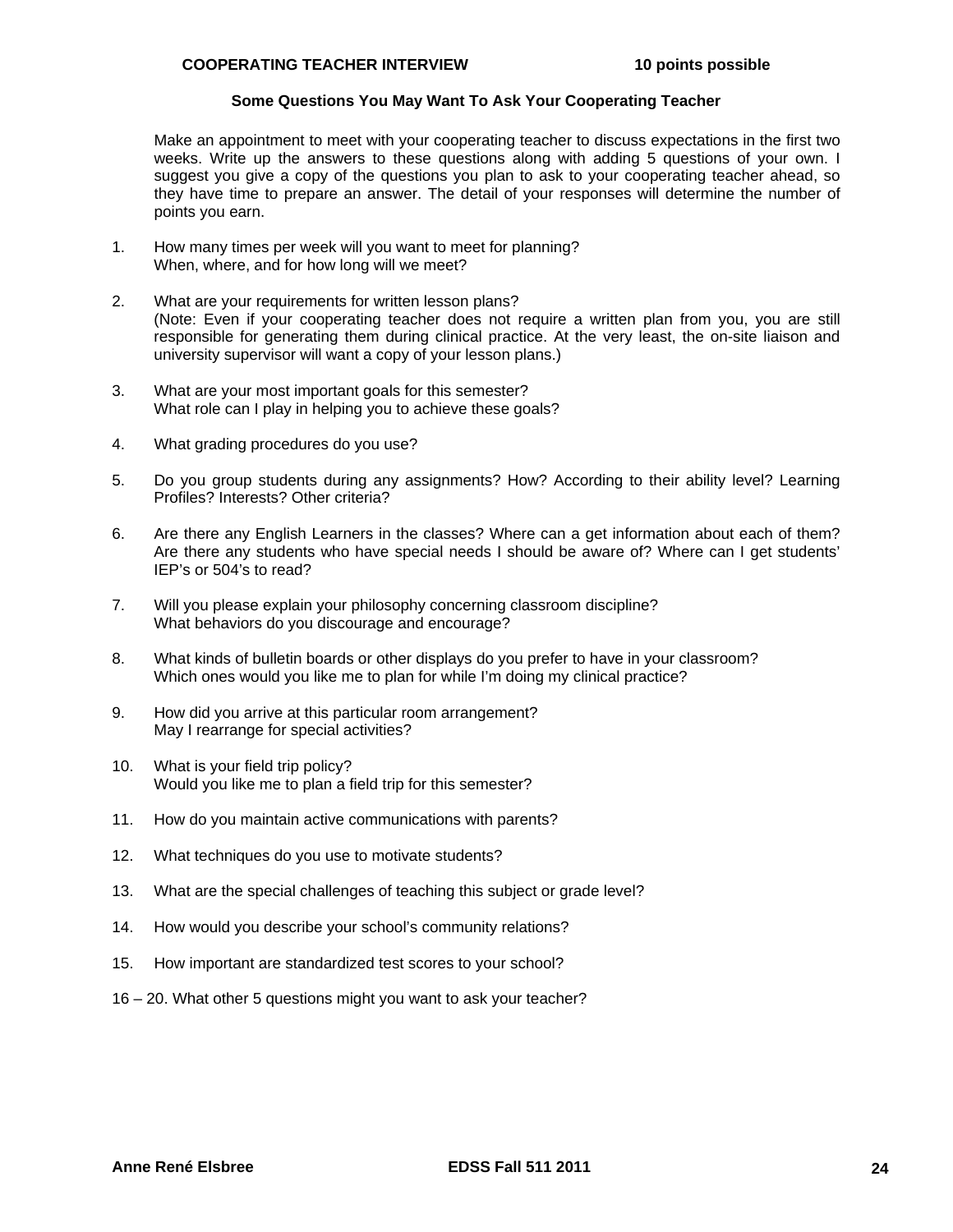**COOPERATING TEACHER INTERVIEW** **10 points possible**

### Some Questions You May Want To Ask Your Cooperating Teacher

Make an appointment to meet with your cooperating teacher to discuss expectations in the first two weeks. Write up the answers to these questions along with adding 5 questions of your own. I suggest you give a copy of the questions you plan to ask to your cooperating teacher ahead, so they have time to prepare an answer. The detail of your responses will determine the number of points you earn.

1. How many times per week will you want to meet for planning?
   When, where, and for how long will we meet?

2. What are your requirements for written lesson plans?
   (Note: Even if your cooperating teacher does not require a written plan from you, you are still responsible for generating them during clinical practice. At the very least, the on-site liaison and university supervisor will want a copy of your lesson plans.)

3. What are your most important goals for this semester?
   What role can I play in helping you to achieve these goals?

4. What grading procedures do you use?

5. Do you group students during any assignments? How? According to their ability level? Learning Profiles? Interests? Other criteria?

6. Are there any English Learners in the classes? Where can a get information about each of them? Are there any students who have special needs I should be aware of? Where can I get students' IEP's or 504's to read?

7. Will you please explain your philosophy concerning classroom discipline?
   What behaviors do you discourage and encourage?

8. What kinds of bulletin boards or other displays do you prefer to have in your classroom?
   Which ones would you like me to plan for while I'm doing my clinical practice?

9. How did you arrive at this particular room arrangement?
   May I rearrange for special activities?

10. What is your field trip policy?
    Would you like me to plan a field trip for this semester?

11. How do you maintain active communications with parents?

12. What techniques do you use to motivate students?

13. What are the special challenges of teaching this subject or grade level?

14. How would you describe your school's community relations?

15. How important are standardized test scores to your school?

16 – 20. What other 5 questions might you want to ask your teacher?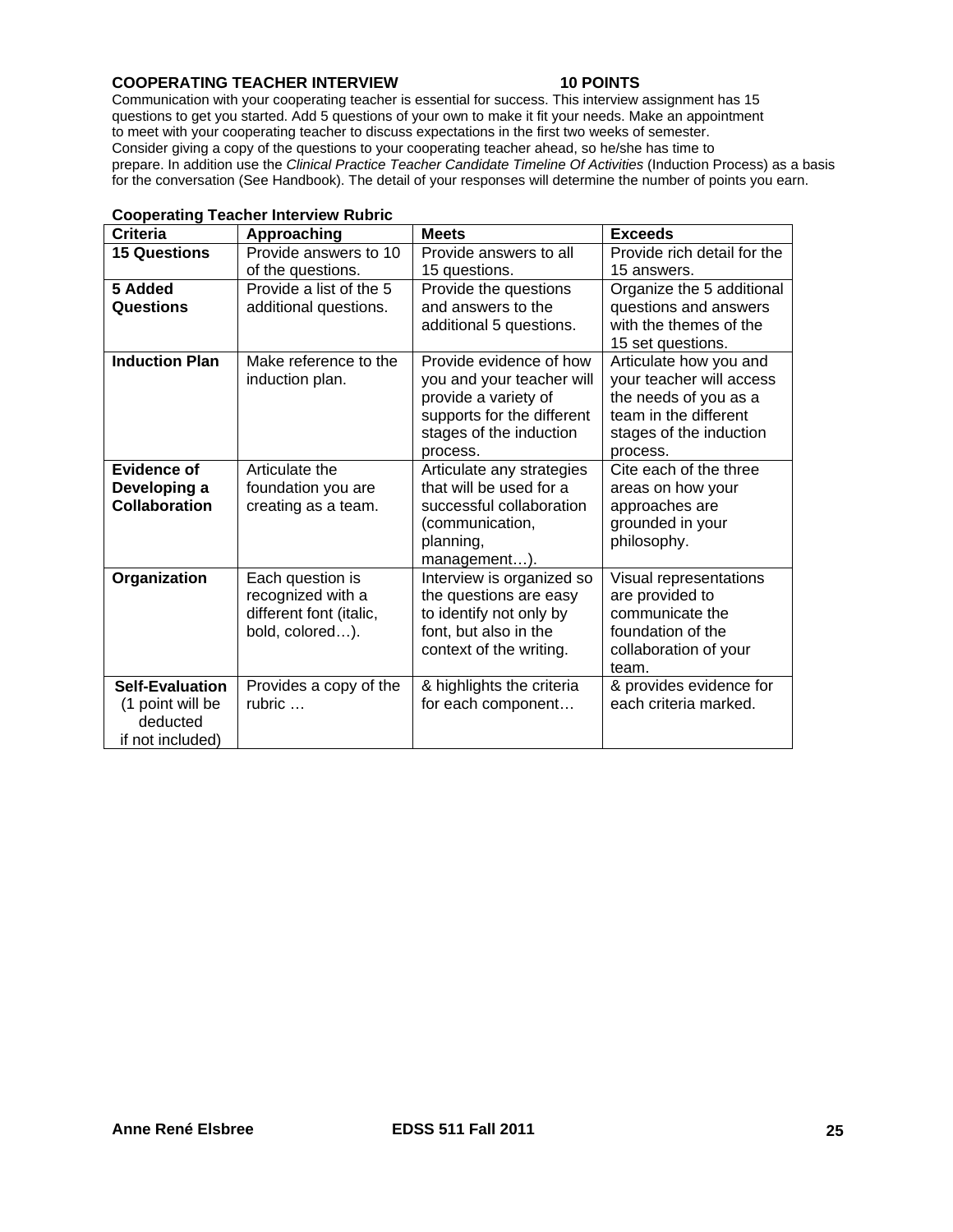**COOPERATING TEACHER INTERVIEW 10 POINTS**

Communication with your cooperating teacher is essential for success. This interview assignment has 15 questions to get you started. Add 5 questions of your own to make it fit your needs. Make an appointment to meet with your cooperating teacher to discuss expectations in the first two weeks of semester. Consider giving a copy of the questions to your cooperating teacher ahead, so he/she has time to prepare. In addition use the *Clinical Practice Teacher Candidate Timeline Of Activities* (Induction Process) as a basis for the conversation (See Handbook). The detail of your responses will determine the number of points you earn.

**Cooperating Teacher Interview Rubric**

| Criteria | Approaching | Meets | Exceeds |
|---|---|---|---|
| **15 Questions** | Provide answers to 10 of the questions. | Provide answers to all 15 questions. | Provide rich detail for the 15 answers. |
| **5 Added Questions** | Provide a list of the 5 additional questions. | Provide the questions and answers to the additional 5 questions. | Organize the 5 additional questions and answers with the themes of the 15 set questions. |
| **Induction Plan** | Make reference to the induction plan. | Provide evidence of how you and your teacher will provide a variety of supports for the different stages of the induction process. | Articulate how you and your teacher will access the needs of you as a team in the different stages of the induction process. |
| **Evidence of Developing a Collaboration** | Articulate the foundation you are creating as a team. | Articulate any strategies that will be used for a successful collaboration (communication, planning, management…). | Cite each of the three areas on how your approaches are grounded in your philosophy. |
| **Organization** | Each question is recognized with a different font (italic, bold, colored…). | Interview is organized so the questions are easy to identify not only by font, but also in the context of the writing. | Visual representations are provided to communicate the foundation of the collaboration of your team. |
| **Self-Evaluation** (1 point will be deducted if not included) | Provides a copy of the rubric … | & highlights the criteria for each component… | & provides evidence for each criteria marked. |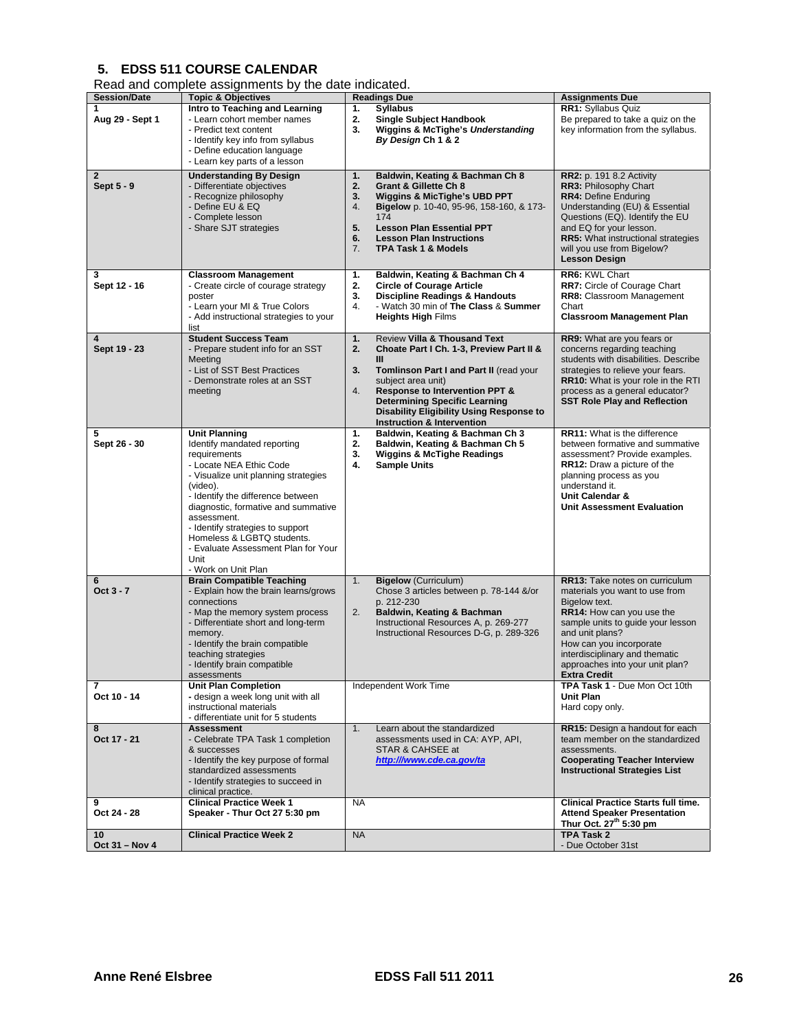## 5. EDSS 511 COURSE CALENDAR

Read and complete assignments by the date indicated.

| Session/Date | Topic & Objectives | Readings Due | Assignments Due |
|---|---|---|---|
| **1**<br>**Aug 29 - Sept 1** | **Intro to Teaching and Learning**<br>- Learn cohort member names<br>- Predict text content<br>- Identify key info from syllabus<br>- Define education language<br>- Learn key parts of a lesson | 1. **Syllabus**<br>2. **Single Subject Handbook**<br>3. **Wiggins & McTighe's *Understanding By Design* Ch 1 & 2** | **RR1:** Syllabus Quiz<br>Be prepared to take a quiz on the key information from the syllabus. |
| **2**<br>**Sept 5 - 9** | **Understanding By Design**<br>- Differentiate objectives<br>- Recognize philosophy<br>- Define EU & EQ<br>- Complete lesson<br>- Share SJT strategies | 1. **Baldwin, Keating & Bachman Ch 8**<br>2. **Grant & Gillette Ch 8**<br>3. **Wiggins & MicTighe's UBD PPT**<br>4. **Bigelow** p. 10-40, 95-96, 158-160, & 173-174<br>5. **Lesson Plan Essential PPT**<br>6. **Lesson Plan Instructions**<br>7. **TPA Task 1 & Models** | **RR2:** p. 191 8.2 Activity<br>**RR3:** Philosophy Chart<br>**RR4:** Define Enduring Understanding (EU) & Essential Questions (EQ). Identify the EU and EQ for your lesson.<br>**RR5:** What instructional strategies will you use from Bigelow?<br>**Lesson Design** |
| **3**<br>**Sept 12 - 16** | **Classroom Management**<br>- Create circle of courage strategy poster<br>- Learn your MI & True Colors<br>- Add instructional strategies to your list | 1. **Baldwin, Keating & Bachman Ch 4**<br>2. **Circle of Courage Article**<br>3. **Discipline Readings & Handouts**<br>4. - Watch 30 min of **The Class** & **Summer Heights High** Films | **RR6:** KWL Chart<br>**RR7:** Circle of Courage Chart<br>**RR8:** Classroom Management Chart<br>**Classroom Management Plan** |
| **4**<br>**Sept 19 - 23** | **Student Success Team**<br>- Prepare student info for an SST Meeting<br>- List of SST Best Practices<br>- Demonstrate roles at an SST meeting | 1. Review **Villa & Thousand Text**<br>2. **Choate Part I Ch. 1-3, Preview Part II & III**<br>3. **Tomlinson Part I and Part II** (read your subject area unit)<br>4. **Response to Intervention PPT & Determining Specific Learning Disability Eligibility Using Response to Instruction & Intervention** | **RR9:** What are you fears or concerns regarding teaching students with disabilities. Describe strategies to relieve your fears.<br>**RR10:** What is your role in the RTI process as a general educator?<br>**SST Role Play and Reflection** |
| **5**<br>**Sept 26 - 30** | **Unit Planning**<br>Identify mandated reporting requirements<br>- Locate NEA Ethic Code<br>- Visualize unit planning strategies (video).<br>- Identify the difference between diagnostic, formative and summative assessment.<br>- Identify strategies to support Homeless & LGBTQ students.<br>- Evaluate Assessment Plan for Your Unit<br>- Work on Unit Plan | 1. **Baldwin, Keating & Bachman Ch 3**<br>2. **Baldwin, Keating & Bachman Ch 5**<br>3. **Wiggins & McTighe Readings**<br>4. **Sample Units** | **RR11:** What is the difference between formative and summative assessment? Provide examples.<br>**RR12:** Draw a picture of the planning process as you understand it.<br>**Unit Calendar &**<br>**Unit Assessment Evaluation** |
| **6**<br>**Oct 3 - 7** | **Brain Compatible Teaching**<br>- Explain how the brain learns/grows connections<br>- Map the memory system process<br>- Differentiate short and long-term memory.<br>- Identify the brain compatible teaching strategies<br>- Identify brain compatible assessments | 1. **Bigelow** (Curriculum)<br>Chose 3 articles between p. 78-144 &/or p. 212-230<br>2. **Baldwin, Keating & Bachman**<br>Instructional Resources A, p. 269-277<br>Instructional Resources D-G, p. 289-326 | **RR13:** Take notes on curriculum materials you want to use from Bigelow text.<br>**RR14:** How can you use the sample units to guide your lesson and unit plans?<br>How can you incorporate interdisciplinary and thematic approaches into your unit plan?<br>**Extra Credit** |
| **7**<br>**Oct 10 - 14** | **Unit Plan Completion**<br>- design a week long unit with all instructional materials<br>- differentiate unit for 5 students | Independent Work Time | **TPA Task 1** - Due Mon Oct 10th<br>**Unit Plan**<br>Hard copy only. |
| **8**<br>**Oct 17 - 21** | **Assessment**<br>- Celebrate TPA Task 1 completion & successes<br>- Identify the key purpose of formal standardized assessments<br>- Identify strategies to succeed in clinical practice. | 1. Learn about the standardized assessments used in CA: AYP, API, STAR & CAHSEE at ***http:///www.cde.ca.gov/ta*** | **RR15:** Design a handout for each team member on the standardized assessments.<br>**Cooperating Teacher Interview Instructional Strategies List** |
| **9**<br>**Oct 24 - 28** | **Clinical Practice Week 1**<br>**Speaker - Thur Oct 27 5:30 pm** | NA | **Clinical Practice Starts full time.**<br>**Attend Speaker Presentation Thur Oct. 27th 5:30 pm** |
| **10**<br>**Oct 31 – Nov 4** | **Clinical Practice Week 2** | NA | **TPA Task 2**<br>- Due October 31st |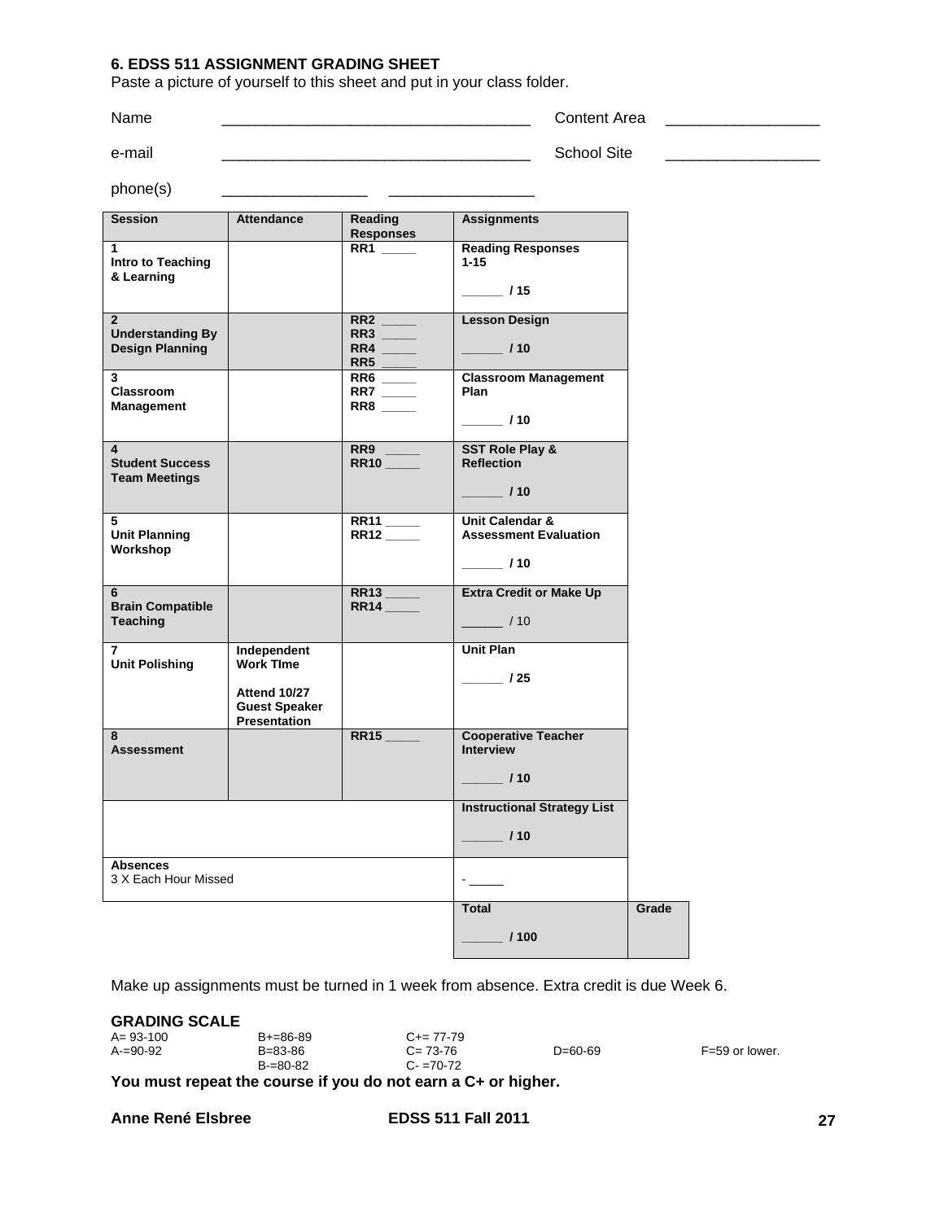### 6. EDSS 511 ASSIGNMENT GRADING SHEET

Paste a picture of yourself to this sheet and put in your class folder.

Name ___________________________________ Content Area _________________

e-mail ___________________________________ School Site _________________

phone(s) ________________ ________________

| Session | Attendance | Reading Responses | Assignments | |
|---|---|---|---|---|
| **1** **Intro to Teaching & Learning** | | **RR1 _____** | **Reading Responses 1-15** **_____ / 15** | |
| **2** **Understanding By Design Planning** | | **RR2 _____** **RR3 _____** **RR4 _____** **RR5 _____** | **Lesson Design** **_____ / 10** | |
| **3** **Classroom Management** | | **RR6 _____** **RR7 _____** **RR8 _____** | **Classroom Management Plan** **_____ / 10** | |
| **4** **Student Success Team Meetings** | | **RR9 _____** **RR10 _____** | **SST Role Play & Reflection** **_____ / 10** | |
| **5** **Unit Planning Workshop** | | **RR11 _____** **RR12 _____** | **Unit Calendar & Assessment Evaluation** **_____ / 10** | |
| **6** **Brain Compatible Teaching** | | **RR13 _____** **RR14 _____** | **Extra Credit or Make Up** _____ / 10 | |
| **7** **Unit Polishing** | **Independent Work TIme** **Attend 10/27 Guest Speaker Presentation** | | **Unit Plan** **_____ / 25** | |
| **8** **Assessment** | | **RR15 _____** | **Cooperative Teacher Interview** **_____ / 10** | |
| | | | **Instructional Strategy List** **_____ / 10** | |
| **Absences** 3 X Each Hour Missed | | | - _____ | |
| | | | **Total** **_____ / 100** | **Grade** |

Make up assignments must be turned in 1 week from absence. Extra credit is due Week 6.

**GRADING SCALE**

| | | | | |
|---|---|---|---|---|
| A= 93-100 | B+=86-89 | C+= 77-79 | | |
| A-=90-92 | B=83-86 | C= 73-76 | D=60-69 | F=59 or lower. |
| | B-=80-82 | C- =70-72 | | |

**You must repeat the course if you do not earn a C+ or higher.**